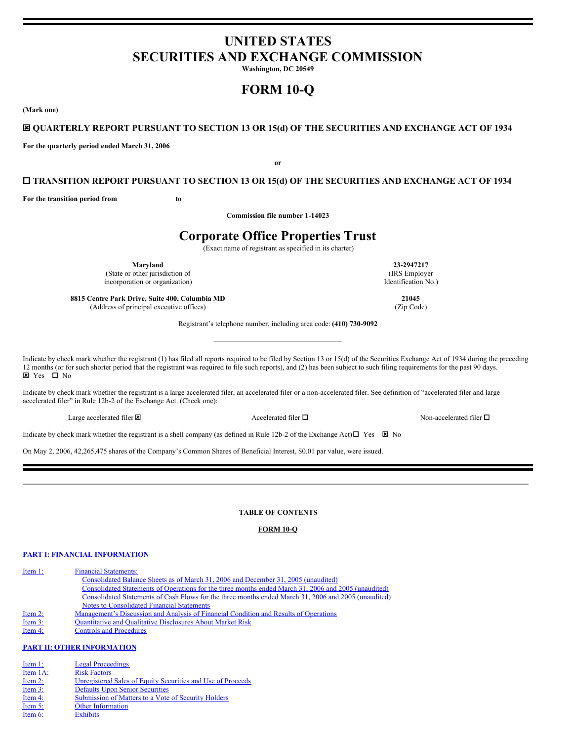# UNITED STATES
# SECURITIES AND EXCHANGE COMMISSION

**Washington, DC 20549**

# FORM 10-Q

**(Mark one)**

**☒ QUARTERLY REPORT PURSUANT TO SECTION 13 OR 15(d) OF THE SECURITIES AND EXCHANGE ACT OF 1934**

**For the quarterly period ended March 31, 2006**

**or**

**☐ TRANSITION REPORT PURSUANT TO SECTION 13 OR 15(d) OF THE SECURITIES AND EXCHANGE ACT OF 1934**

**For the transition period from to**

**Commission file number 1-14023**

# Corporate Office Properties Trust

(Exact name of registrant as specified in its charter)

| | |
|---|---|
| **Maryland**<br>(State or other jurisdiction of incorporation or organization) | **23-2947217**<br>(IRS Employer Identification No.) |
| **8815 Centre Park Drive, Suite 400, Columbia MD**<br>(Address of principal executive offices) | **21045**<br>(Zip Code) |

Registrant's telephone number, including area code: **(410) 730-9092**

Indicate by check mark whether the registrant (1) has filed all reports required to be filed by Section 13 or 15(d) of the Securities Exchange Act of 1934 during the preceding 12 months (or for such shorter period that the registrant was required to file such reports), and (2) has been subject to such filing requirements for the past 90 days.
☒ Yes ☐ No

Indicate by check mark whether the registrant is a large accelerated filer, an accelerated filer or a non-accelerated filer. See definition of "accelerated filer and large accelerated filer" in Rule 12b-2 of the Exchange Act. (Check one):

Large accelerated filer ☒ Accelerated filer ☐ Non-accelerated filer ☐

Indicate by check mark whether the registrant is a shell company (as defined in Rule 12b-2 of the Exchange Act) ☐ Yes ☒ No

On May 2, 2006, 42,265,475 shares of the Company's Common Shares of Beneficial Interest, $0.01 par value, were issued.

---

**TABLE OF CONTENTS**

**FORM 10-Q**

**PART I: FINANCIAL INFORMATION**

| | |
|---|---|
| Item 1: | Financial Statements: |
| | Consolidated Balance Sheets as of March 31, 2006 and December 31, 2005 (unaudited) |
| | Consolidated Statements of Operations for the three months ended March 31, 2006 and 2005 (unaudited) |
| | Consolidated Statements of Cash Flows for the three months ended March 31, 2006 and 2005 (unaudited) |
| | Notes to Consolidated Financial Statements |
| Item 2: | Management's Discussion and Analysis of Financial Condition and Results of Operations |
| Item 3: | Quantitative and Qualitative Disclosures About Market Risk |
| Item 4: | Controls and Procedures |

**PART II: OTHER INFORMATION**

| | |
|---|---|
| Item 1: | Legal Proceedings |
| Item 1A: | Risk Factors |
| Item 2: | Unregistered Sales of Equity Securities and Use of Proceeds |
| Item 3: | Defaults Upon Senior Securities |
| Item 4: | Submission of Matters to a Vote of Security Holders |
| Item 5: | Other Information |
| Item 6: | Exhibits |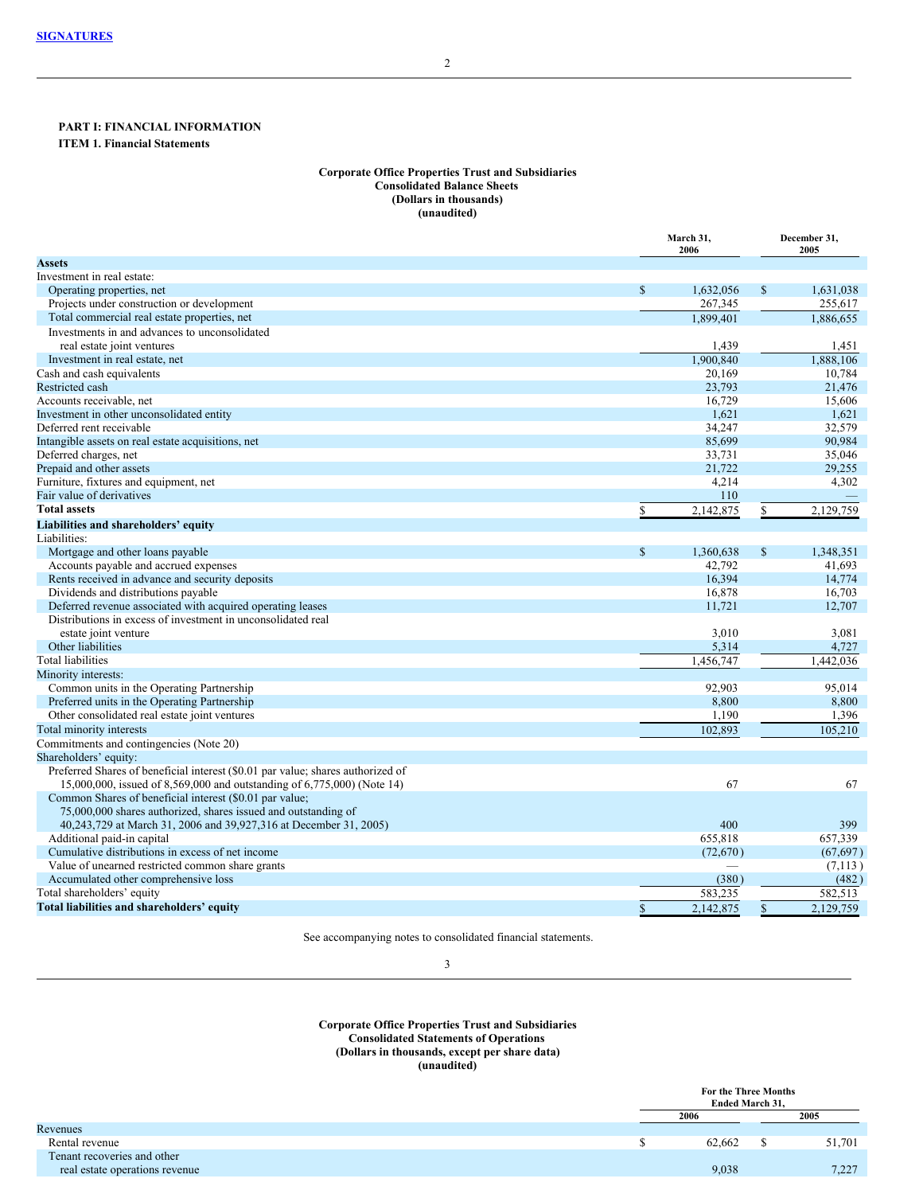SIGNATURES

# PART I: FINANCIAL INFORMATION

## ITEM 1. Financial Statements

**Corporate Office Properties Trust and Subsidiaries**
**Consolidated Balance Sheets**
**(Dollars in thousands)**
**(unaudited)**

| | March 31, 2006 | December 31, 2005 |
|---|---|---|
| **Assets** | | |
| Investment in real estate: | | |
| Operating properties, net | $ 1,632,056 | $ 1,631,038 |
| Projects under construction or development | 267,345 | 255,617 |
| Total commercial real estate properties, net | 1,899,401 | 1,886,655 |
| Investments in and advances to unconsolidated real estate joint ventures | 1,439 | 1,451 |
| Investment in real estate, net | 1,900,840 | 1,888,106 |
| Cash and cash equivalents | 20,169 | 10,784 |
| Restricted cash | 23,793 | 21,476 |
| Accounts receivable, net | 16,729 | 15,606 |
| Investment in other unconsolidated entity | 1,621 | 1,621 |
| Deferred rent receivable | 34,247 | 32,579 |
| Intangible assets on real estate acquisitions, net | 85,699 | 90,984 |
| Deferred charges, net | 33,731 | 35,046 |
| Prepaid and other assets | 21,722 | 29,255 |
| Furniture, fixtures and equipment, net | 4,214 | 4,302 |
| Fair value of derivatives | 110 | — |
| **Total assets** | $ 2,142,875 | $ 2,129,759 |
| **Liabilities and shareholders' equity** | | |
| Liabilities: | | |
| Mortgage and other loans payable | $ 1,360,638 | $ 1,348,351 |
| Accounts payable and accrued expenses | 42,792 | 41,693 |
| Rents received in advance and security deposits | 16,394 | 14,774 |
| Dividends and distributions payable | 16,878 | 16,703 |
| Deferred revenue associated with acquired operating leases | 11,721 | 12,707 |
| Distributions in excess of investment in unconsolidated real estate joint venture | 3,010 | 3,081 |
| Other liabilities | 5,314 | 4,727 |
| Total liabilities | 1,456,747 | 1,442,036 |
| Minority interests: | | |
| Common units in the Operating Partnership | 92,903 | 95,014 |
| Preferred units in the Operating Partnership | 8,800 | 8,800 |
| Other consolidated real estate joint ventures | 1,190 | 1,396 |
| Total minority interests | 102,893 | 105,210 |
| Commitments and contingencies (Note 20) | | |
| Shareholders' equity: | | |
| Preferred Shares of beneficial interest ($0.01 par value; shares authorized of 15,000,000, issued of 8,569,000 and outstanding of 6,775,000) (Note 14) | 67 | 67 |
| Common Shares of beneficial interest ($0.01 par value; 75,000,000 shares authorized, shares issued and outstanding of 40,243,729 at March 31, 2006 and 39,927,316 at December 31, 2005) | 400 | 399 |
| Additional paid-in capital | 655,818 | 657,339 |
| Cumulative distributions in excess of net income | (72,670) | (67,697) |
| Value of unearned restricted common share grants | — | (7,113) |
| Accumulated other comprehensive loss | (380) | (482) |
| Total shareholders' equity | 583,235 | 582,513 |
| **Total liabilities and shareholders' equity** | $ 2,142,875 | $ 2,129,759 |

See accompanying notes to consolidated financial statements.

**Corporate Office Properties Trust and Subsidiaries**
**Consolidated Statements of Operations**
**(Dollars in thousands, except per share data)**
**(unaudited)**

| | For the Three Months Ended March 31, | |
|---|---|---|
| | 2006 | 2005 |
| Revenues | | |
| Rental revenue | $ 62,662 | $ 51,701 |
| Tenant recoveries and other real estate operations revenue | 9,038 | 7,227 |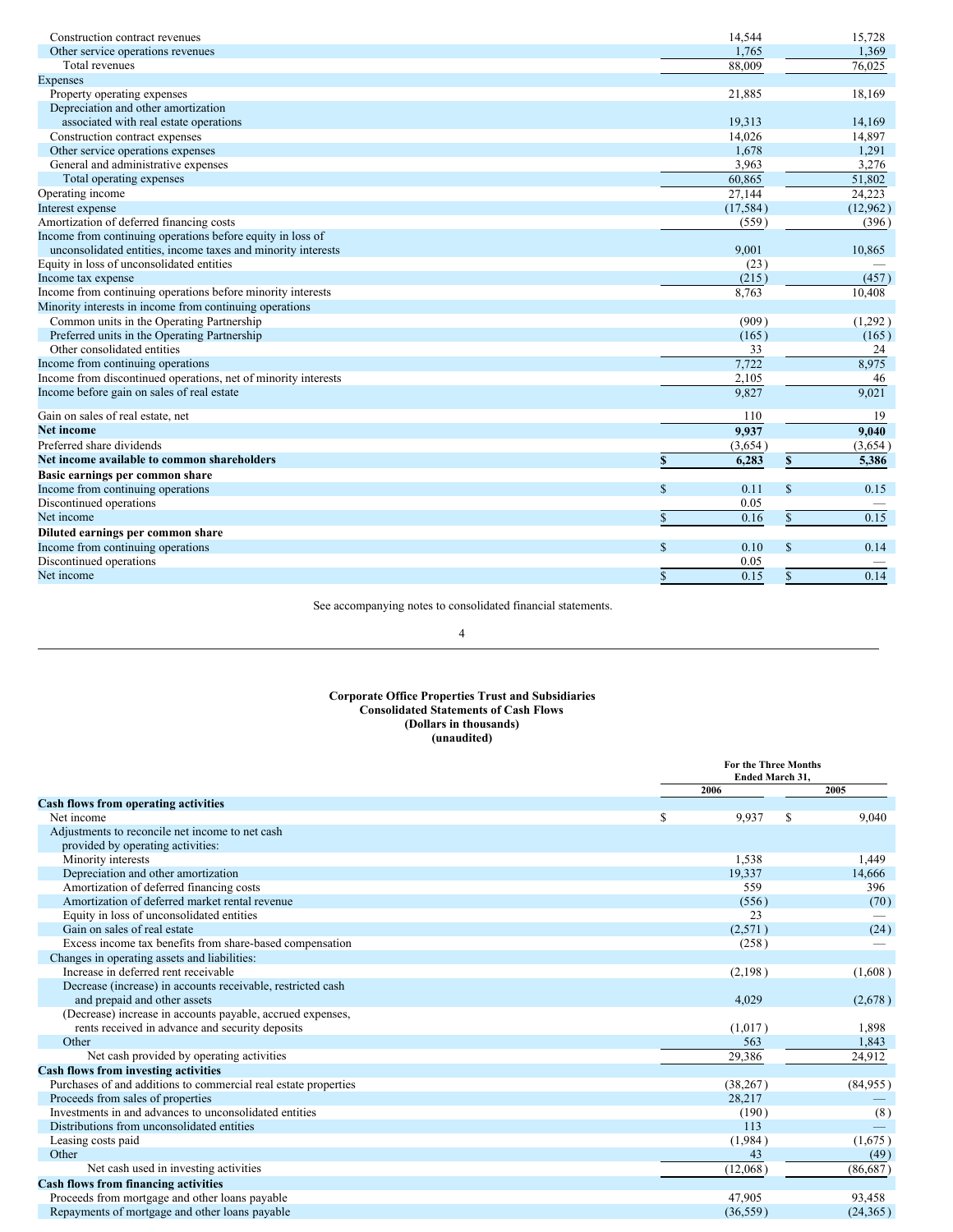| | | |
|---|---|---|
| Construction contract revenues | 14,544 | 15,728 |
| Other service operations revenues | 1,765 | 1,369 |
| Total revenues | 88,009 | 76,025 |
| Expenses | | |
| Property operating expenses | 21,885 | 18,169 |
| Depreciation and other amortization associated with real estate operations | 19,313 | 14,169 |
| Construction contract expenses | 14,026 | 14,897 |
| Other service operations expenses | 1,678 | 1,291 |
| General and administrative expenses | 3,963 | 3,276 |
| Total operating expenses | 60,865 | 51,802 |
| Operating income | 27,144 | 24,223 |
| Interest expense | (17,584) | (12,962) |
| Amortization of deferred financing costs | (559) | (396) |
| Income from continuing operations before equity in loss of unconsolidated entities, income taxes and minority interests | 9,001 | 10,865 |
| Equity in loss of unconsolidated entities | (23) | — |
| Income tax expense | (215) | (457) |
| Income from continuing operations before minority interests | 8,763 | 10,408 |
| Minority interests in income from continuing operations | | |
| Common units in the Operating Partnership | (909) | (1,292) |
| Preferred units in the Operating Partnership | (165) | (165) |
| Other consolidated entities | 33 | 24 |
| Income from continuing operations | 7,722 | 8,975 |
| Income from discontinued operations, net of minority interests | 2,105 | 46 |
| Income before gain on sales of real estate | 9,827 | 9,021 |
| Gain on sales of real estate, net | 110 | 19 |
| **Net income** | **9,937** | **9,040** |
| Preferred share dividends | (3,654) | (3,654) |
| **Net income available to common shareholders** | **$ 6,283** | **$ 5,386** |
| **Basic earnings per common share** | | |
| Income from continuing operations | $ 0.11 | $ 0.15 |
| Discontinued operations | 0.05 | — |
| Net income | $ 0.16 | $ 0.15 |
| **Diluted earnings per common share** | | |
| Income from continuing operations | $ 0.10 | $ 0.14 |
| Discontinued operations | 0.05 | — |
| Net income | $ 0.15 | $ 0.14 |

See accompanying notes to consolidated financial statements.

**Corporate Office Properties Trust and Subsidiaries**
**Consolidated Statements of Cash Flows**
**(Dollars in thousands)**
**(unaudited)**

| | For the Three Months Ended March 31, | |
|---|---|---|
| | 2006 | 2005 |
| **Cash flows from operating activities** | | |
| Net income | $ 9,937 | $ 9,040 |
| Adjustments to reconcile net income to net cash provided by operating activities: | | |
| Minority interests | 1,538 | 1,449 |
| Depreciation and other amortization | 19,337 | 14,666 |
| Amortization of deferred financing costs | 559 | 396 |
| Amortization of deferred market rental revenue | (556) | (70) |
| Equity in loss of unconsolidated entities | 23 | — |
| Gain on sales of real estate | (2,571) | (24) |
| Excess income tax benefits from share-based compensation | (258) | — |
| Changes in operating assets and liabilities: | | |
| Increase in deferred rent receivable | (2,198) | (1,608) |
| Decrease (increase) in accounts receivable, restricted cash and prepaid and other assets | 4,029 | (2,678) |
| (Decrease) increase in accounts payable, accrued expenses, rents received in advance and security deposits | (1,017) | 1,898 |
| Other | 563 | 1,843 |
| Net cash provided by operating activities | 29,386 | 24,912 |
| **Cash flows from investing activities** | | |
| Purchases of and additions to commercial real estate properties | (38,267) | (84,955) |
| Proceeds from sales of properties | 28,217 | — |
| Investments in and advances to unconsolidated entities | (190) | (8) |
| Distributions from unconsolidated entities | 113 | — |
| Leasing costs paid | (1,984) | (1,675) |
| Other | 43 | (49) |
| Net cash used in investing activities | (12,068) | (86,687) |
| **Cash flows from financing activities** | | |
| Proceeds from mortgage and other loans payable | 47,905 | 93,458 |
| Repayments of mortgage and other loans payable | (36,559) | (24,365) |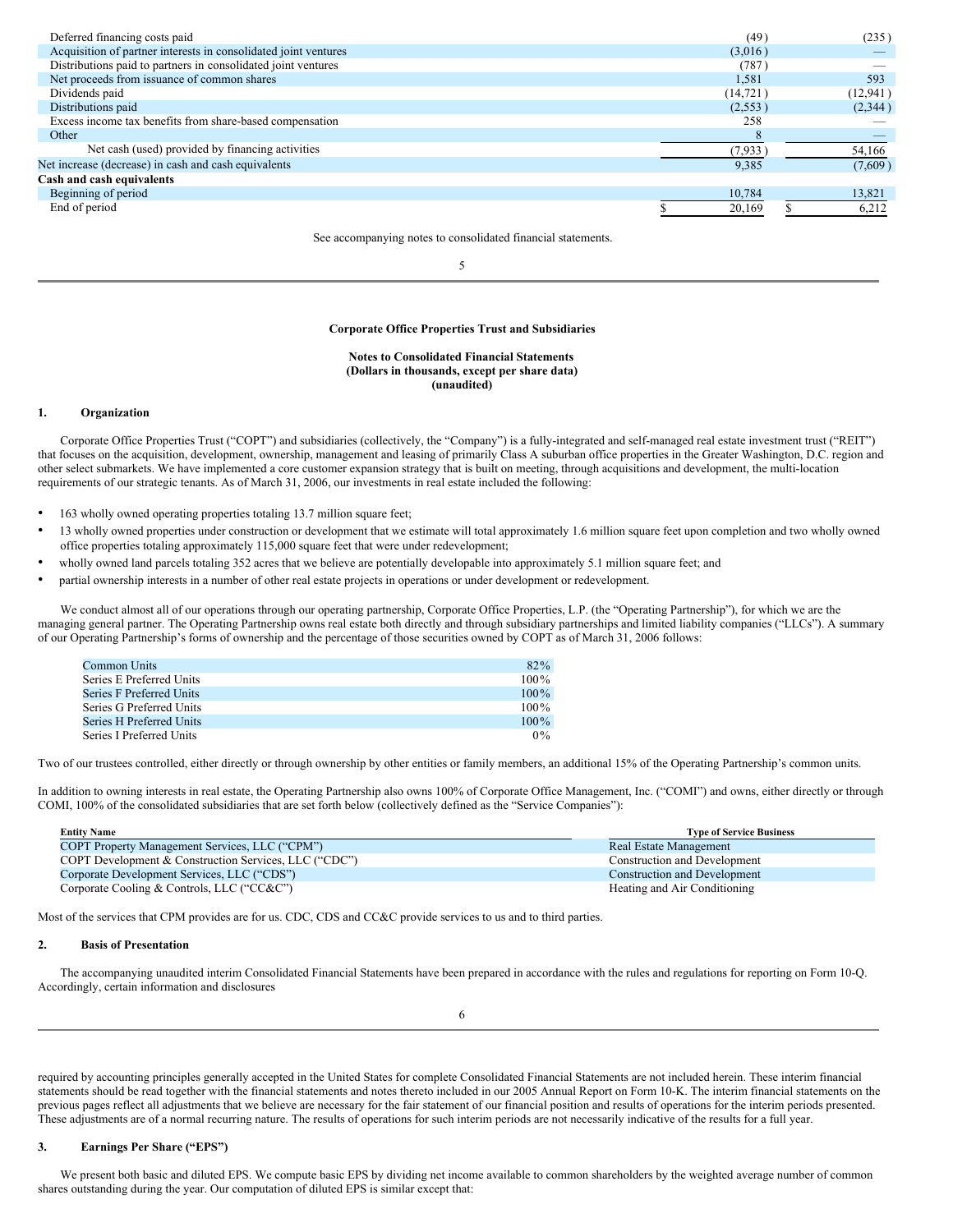| | | |
|---|---|---|
| Deferred financing costs paid | (49) | (235) |
| Acquisition of partner interests in consolidated joint ventures | (3,016) | — |
| Distributions paid to partners in consolidated joint ventures | (787) | — |
| Net proceeds from issuance of common shares | 1,581 | 593 |
| Dividends paid | (14,721) | (12,941) |
| Distributions paid | (2,553) | (2,344) |
| Excess income tax benefits from share-based compensation | 258 | — |
| Other | 8 | — |
| Net cash (used) provided by financing activities | (7,933) | 54,166 |
| Net increase (decrease) in cash and cash equivalents | 9,385 | (7,609) |
| **Cash and cash equivalents** | | |
| Beginning of period | 10,784 | 13,821 |
| End of period | $ 20,169 | $ 6,212 |

See accompanying notes to consolidated financial statements.

**Corporate Office Properties Trust and Subsidiaries**

**Notes to Consolidated Financial Statements**
**(Dollars in thousands, except per share data)**
**(unaudited)**

## 1. Organization

Corporate Office Properties Trust ("COPT") and subsidiaries (collectively, the "Company") is a fully-integrated and self-managed real estate investment trust ("REIT") that focuses on the acquisition, development, ownership, management and leasing of primarily Class A suburban office properties in the Greater Washington, D.C. region and other select submarkets. We have implemented a core customer expansion strategy that is built on meeting, through acquisitions and development, the multi-location requirements of our strategic tenants. As of March 31, 2006, our investments in real estate included the following:

- 163 wholly owned operating properties totaling 13.7 million square feet;
- 13 wholly owned properties under construction or development that we estimate will total approximately 1.6 million square feet upon completion and two wholly owned office properties totaling approximately 115,000 square feet that were under redevelopment;
- wholly owned land parcels totaling 352 acres that we believe are potentially developable into approximately 5.1 million square feet; and
- partial ownership interests in a number of other real estate projects in operations or under development or redevelopment.

We conduct almost all of our operations through our operating partnership, Corporate Office Properties, L.P. (the "Operating Partnership"), for which we are the managing general partner. The Operating Partnership owns real estate both directly and through subsidiary partnerships and limited liability companies ("LLCs"). A summary of our Operating Partnership's forms of ownership and the percentage of those securities owned by COPT as of March 31, 2006 follows:

| | |
|---|---|
| Common Units | 82% |
| Series E Preferred Units | 100% |
| Series F Preferred Units | 100% |
| Series G Preferred Units | 100% |
| Series H Preferred Units | 100% |
| Series I Preferred Units | 0% |

Two of our trustees controlled, either directly or through ownership by other entities or family members, an additional 15% of the Operating Partnership's common units.

In addition to owning interests in real estate, the Operating Partnership also owns 100% of Corporate Office Management, Inc. ("COMI") and owns, either directly or through COMI, 100% of the consolidated subsidiaries that are set forth below (collectively defined as the "Service Companies"):

| Entity Name | Type of Service Business |
|---|---|
| COPT Property Management Services, LLC ("CPM") | Real Estate Management |
| COPT Development & Construction Services, LLC ("CDC") | Construction and Development |
| Corporate Development Services, LLC ("CDS") | Construction and Development |
| Corporate Cooling & Controls, LLC ("CC&C") | Heating and Air Conditioning |

Most of the services that CPM provides are for us. CDC, CDS and CC&C provide services to us and to third parties.

## 2. Basis of Presentation

The accompanying unaudited interim Consolidated Financial Statements have been prepared in accordance with the rules and regulations for reporting on Form 10-Q. Accordingly, certain information and disclosures required by accounting principles generally accepted in the United States for complete Consolidated Financial Statements are not included herein. These interim financial statements should be read together with the financial statements and notes thereto included in our 2005 Annual Report on Form 10-K. The interim financial statements on the previous pages reflect all adjustments that we believe are necessary for the fair statement of our financial position and results of operations for the interim periods presented. These adjustments are of a normal recurring nature. The results of operations for such interim periods are not necessarily indicative of the results for a full year.

## 3. Earnings Per Share ("EPS")

We present both basic and diluted EPS. We compute basic EPS by dividing net income available to common shareholders by the weighted average number of common shares outstanding during the year. Our computation of diluted EPS is similar except that: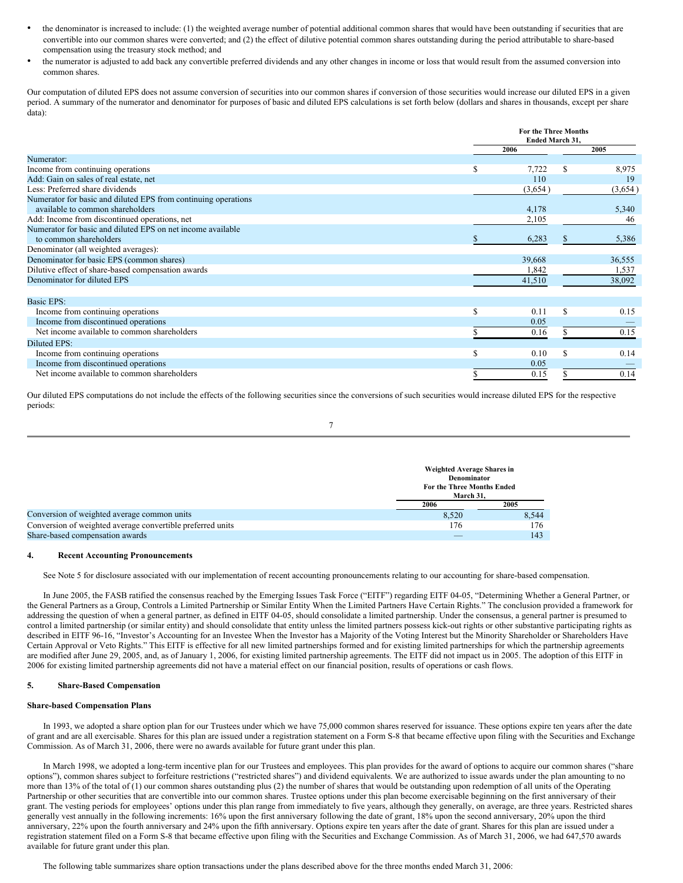- the denominator is increased to include: (1) the weighted average number of potential additional common shares that would have been outstanding if securities that are convertible into our common shares were converted; and (2) the effect of dilutive potential common shares outstanding during the period attributable to share-based compensation using the treasury stock method; and
- the numerator is adjusted to add back any convertible preferred dividends and any other changes in income or loss that would result from the assumed conversion into common shares.

Our computation of diluted EPS does not assume conversion of securities into our common shares if conversion of those securities would increase our diluted EPS in a given period. A summary of the numerator and denominator for purposes of basic and diluted EPS calculations is set forth below (dollars and shares in thousands, except per share data):

| | For the Three Months Ended March 31, | |
|---|---|---|
| | 2006 | 2005 |
| Numerator: | | |
| Income from continuing operations | $ 7,722 | $ 8,975 |
| Add: Gain on sales of real estate, net | 110 | 19 |
| Less: Preferred share dividends | (3,654) | (3,654) |
| Numerator for basic and diluted EPS from continuing operations available to common shareholders | 4,178 | 5,340 |
| Add: Income from discontinued operations, net | 2,105 | 46 |
| Numerator for basic and diluted EPS on net income available to common shareholders | $ 6,283 | $ 5,386 |
| Denominator (all weighted averages): | | |
| Denominator for basic EPS (common shares) | 39,668 | 36,555 |
| Dilutive effect of share-based compensation awards | 1,842 | 1,537 |
| Denominator for diluted EPS | 41,510 | 38,092 |
| | | |
| Basic EPS: | | |
| Income from continuing operations | $ 0.11 | $ 0.15 |
| Income from discontinued operations | 0.05 | — |
| Net income available to common shareholders | $ 0.16 | $ 0.15 |
| Diluted EPS: | | |
| Income from continuing operations | $ 0.10 | $ 0.14 |
| Income from discontinued operations | 0.05 | — |
| Net income available to common shareholders | $ 0.15 | $ 0.14 |

Our diluted EPS computations do not include the effects of the following securities since the conversions of such securities would increase diluted EPS for the respective periods:

| | Weighted Average Shares in Denominator For the Three Months Ended March 31, | |
|---|---|---|
| | 2006 | 2005 |
| Conversion of weighted average common units | 8,520 | 8,544 |
| Conversion of weighted average convertible preferred units | 176 | 176 |
| Share-based compensation awards | — | 143 |

## 4. Recent Accounting Pronouncements

See Note 5 for disclosure associated with our implementation of recent accounting pronouncements relating to our accounting for share-based compensation.

In June 2005, the FASB ratified the consensus reached by the Emerging Issues Task Force ("EITF") regarding EITF 04-05, "Determining Whether a General Partner, or the General Partners as a Group, Controls a Limited Partnership or Similar Entity When the Limited Partners Have Certain Rights." The conclusion provided a framework for addressing the question of when a general partner, as defined in EITF 04-05, should consolidate a limited partnership. Under the consensus, a general partner is presumed to control a limited partnership (or similar entity) and should consolidate that entity unless the limited partners possess kick-out rights or other substantive participating rights as described in EITF 96-16, "Investor's Accounting for an Investee When the Investor has a Majority of the Voting Interest but the Minority Shareholder or Shareholders Have Certain Approval or Veto Rights." This EITF is effective for all new limited partnerships formed and for existing limited partnerships for which the partnership agreements are modified after June 29, 2005, and, as of January 1, 2006, for existing limited partnership agreements. The EITF did not impact us in 2005. The adoption of this EITF in 2006 for existing limited partnership agreements did not have a material effect on our financial position, results of operations or cash flows.

## 5. Share-Based Compensation

### Share-based Compensation Plans

In 1993, we adopted a share option plan for our Trustees under which we have 75,000 common shares reserved for issuance. These options expire ten years after the date of grant and are all exercisable. Shares for this plan are issued under a registration statement on a Form S-8 that became effective upon filing with the Securities and Exchange Commission. As of March 31, 2006, there were no awards available for future grant under this plan.

In March 1998, we adopted a long-term incentive plan for our Trustees and employees. This plan provides for the award of options to acquire our common shares ("share options"), common shares subject to forfeiture restrictions ("restricted shares") and dividend equivalents. We are authorized to issue awards under the plan amounting to no more than 13% of the total of (1) our common shares outstanding plus (2) the number of shares that would be outstanding upon redemption of all units of the Operating Partnership or other securities that are convertible into our common shares. Trustee options under this plan become exercisable beginning on the first anniversary of their grant. The vesting periods for employees' options under this plan range from immediately to five years, although they generally, on average, are three years. Restricted shares generally vest annually in the following increments: 16% upon the first anniversary following the date of grant, 18% upon the second anniversary, 20% upon the third anniversary, 22% upon the fourth anniversary and 24% upon the fifth anniversary. Options expire ten years after the date of grant. Shares for this plan are issued under a registration statement filed on a Form S-8 that became effective upon filing with the Securities and Exchange Commission. As of March 31, 2006, we had 647,570 awards available for future grant under this plan.

The following table summarizes share option transactions under the plans described above for the three months ended March 31, 2006: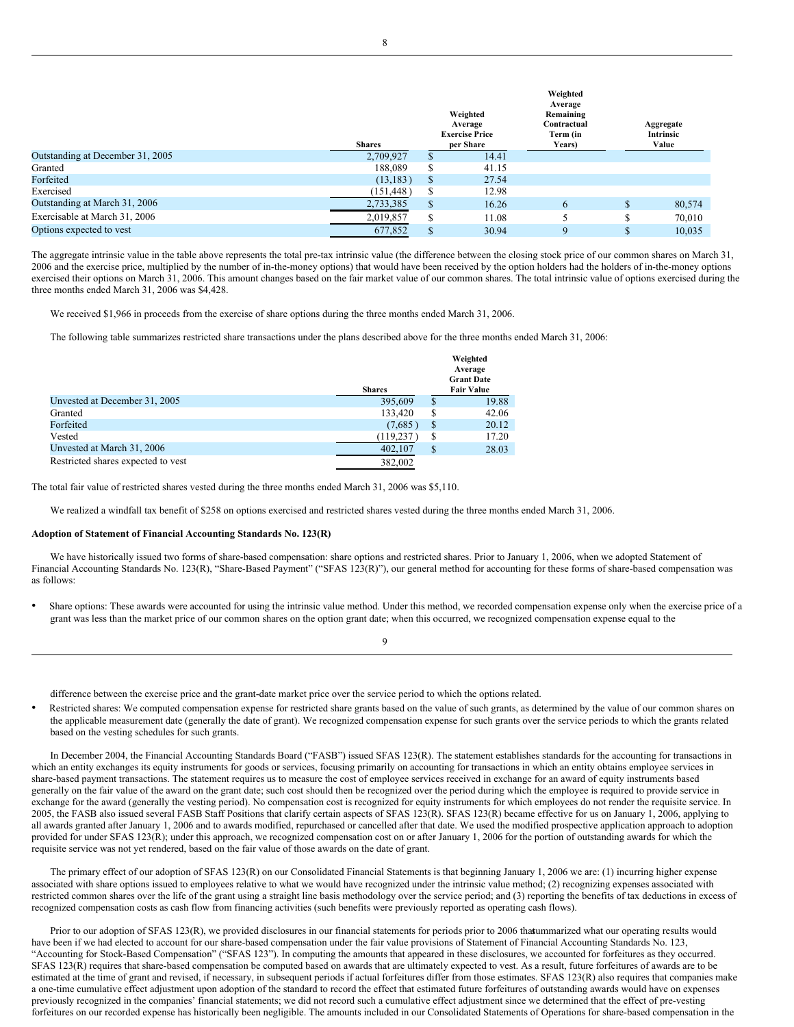| | Shares | Weighted Average Exercise Price per Share | Weighted Average Remaining Contractual Term (in Years) | Aggregate Intrinsic Value |
|---|---|---|---|---|
| Outstanding at December 31, 2005 | 2,709,927 | $ 14.41 | | |
| Granted | 188,089 | $ 41.15 | | |
| Forfeited | (13,183) | $ 27.54 | | |
| Exercised | (151,448) | $ 12.98 | | |
| Outstanding at March 31, 2006 | 2,733,385 | $ 16.26 | 6 | $ 80,574 |
| Exercisable at March 31, 2006 | 2,019,857 | $ 11.08 | 5 | $ 70,010 |
| Options expected to vest | 677,852 | $ 30.94 | 9 | $ 10,035 |

The aggregate intrinsic value in the table above represents the total pre-tax intrinsic value (the difference between the closing stock price of our common shares on March 31, 2006 and the exercise price, multiplied by the number of in-the-money options) that would have been received by the option holders had the holders of in-the-money options exercised their options on March 31, 2006. This amount changes based on the fair market value of our common shares. The total intrinsic value of options exercised during the three months ended March 31, 2006 was $4,428.

We received $1,966 in proceeds from the exercise of share options during the three months ended March 31, 2006.

The following table summarizes restricted share transactions under the plans described above for the three months ended March 31, 2006:

| | Shares | Weighted Average Grant Date Fair Value |
|---|---|---|
| Unvested at December 31, 2005 | 395,609 | $ 19.88 |
| Granted | 133,420 | $ 42.06 |
| Forfeited | (7,685) | $ 20.12 |
| Vested | (119,237) | $ 17.20 |
| Unvested at March 31, 2006 | 402,107 | $ 28.03 |
| Restricted shares expected to vest | 382,002 | |

The total fair value of restricted shares vested during the three months ended March 31, 2006 was $5,110.

We realized a windfall tax benefit of $258 on options exercised and restricted shares vested during the three months ended March 31, 2006.

**Adoption of Statement of Financial Accounting Standards No. 123(R)**

We have historically issued two forms of share-based compensation: share options and restricted shares. Prior to January 1, 2006, when we adopted Statement of Financial Accounting Standards No. 123(R), "Share-Based Payment" ("SFAS 123(R)"), our general method for accounting for these forms of share-based compensation was as follows:

- Share options: These awards were accounted for using the intrinsic value method. Under this method, we recorded compensation expense only when the exercise price of a grant was less than the market price of our common shares on the option grant date; when this occurred, we recognized compensation expense equal to the difference between the exercise price and the grant-date market price over the service period to which the options related.
- Restricted shares: We computed compensation expense for restricted share grants based on the value of such grants, as determined by the value of our common shares on the applicable measurement date (generally the date of grant). We recognized compensation expense for such grants over the service periods to which the grants related based on the vesting schedules for such grants.

In December 2004, the Financial Accounting Standards Board ("FASB") issued SFAS 123(R). The statement establishes standards for the accounting for transactions in which an entity exchanges its equity instruments for goods or services, focusing primarily on accounting for transactions in which an entity obtains employee services in share-based payment transactions. The statement requires us to measure the cost of employee services received in exchange for an award of equity instruments based generally on the fair value of the award on the grant date; such cost should then be recognized over the period during which the employee is required to provide service in exchange for the award (generally the vesting period). No compensation cost is recognized for equity instruments for which employees do not render the requisite service. In 2005, the FASB also issued several FASB Staff Positions that clarify certain aspects of SFAS 123(R). SFAS 123(R) became effective for us on January 1, 2006, applying to all awards granted after January 1, 2006 and to awards modified, repurchased or cancelled after that date. We used the modified prospective application approach to adoption provided for under SFAS 123(R); under this approach, we recognized compensation cost on or after January 1, 2006 for the portion of outstanding awards for which the requisite service was not yet rendered, based on the fair value of those awards on the date of grant.

The primary effect of our adoption of SFAS 123(R) on our Consolidated Financial Statements is that beginning January 1, 2006 we are: (1) incurring higher expense associated with share options issued to employees relative to what we would have recognized under the intrinsic value method; (2) recognizing expenses associated with restricted common shares over the life of the grant using a straight line basis methodology over the service period; and (3) reporting the benefits of tax deductions in excess of recognized compensation costs as cash flow from financing activities (such benefits were previously reported as operating cash flows).

Prior to our adoption of SFAS 123(R), we provided disclosures in our financial statements for periods prior to 2006 that summarized what our operating results would have been if we had elected to account for our share-based compensation under the fair value provisions of Statement of Financial Accounting Standards No. 123, "Accounting for Stock-Based Compensation" ("SFAS 123"). In computing the amounts that appeared in these disclosures, we accounted for forfeitures as they occurred. SFAS 123(R) requires that share-based compensation be computed based on awards that are ultimately expected to vest. As a result, future forfeitures of awards are to be estimated at the time of grant and revised, if necessary, in subsequent periods if actual forfeitures differ from those estimates. SFAS 123(R) also requires that companies make a one-time cumulative effect adjustment upon adoption of the standard to record the effect that estimated future forfeitures of outstanding awards would have on expenses previously recognized in the companies' financial statements; we did not record such a cumulative effect adjustment since we determined that the effect of pre-vesting forfeitures on our recorded expense has historically been negligible. The amounts included in our Consolidated Statements of Operations for share-based compensation in the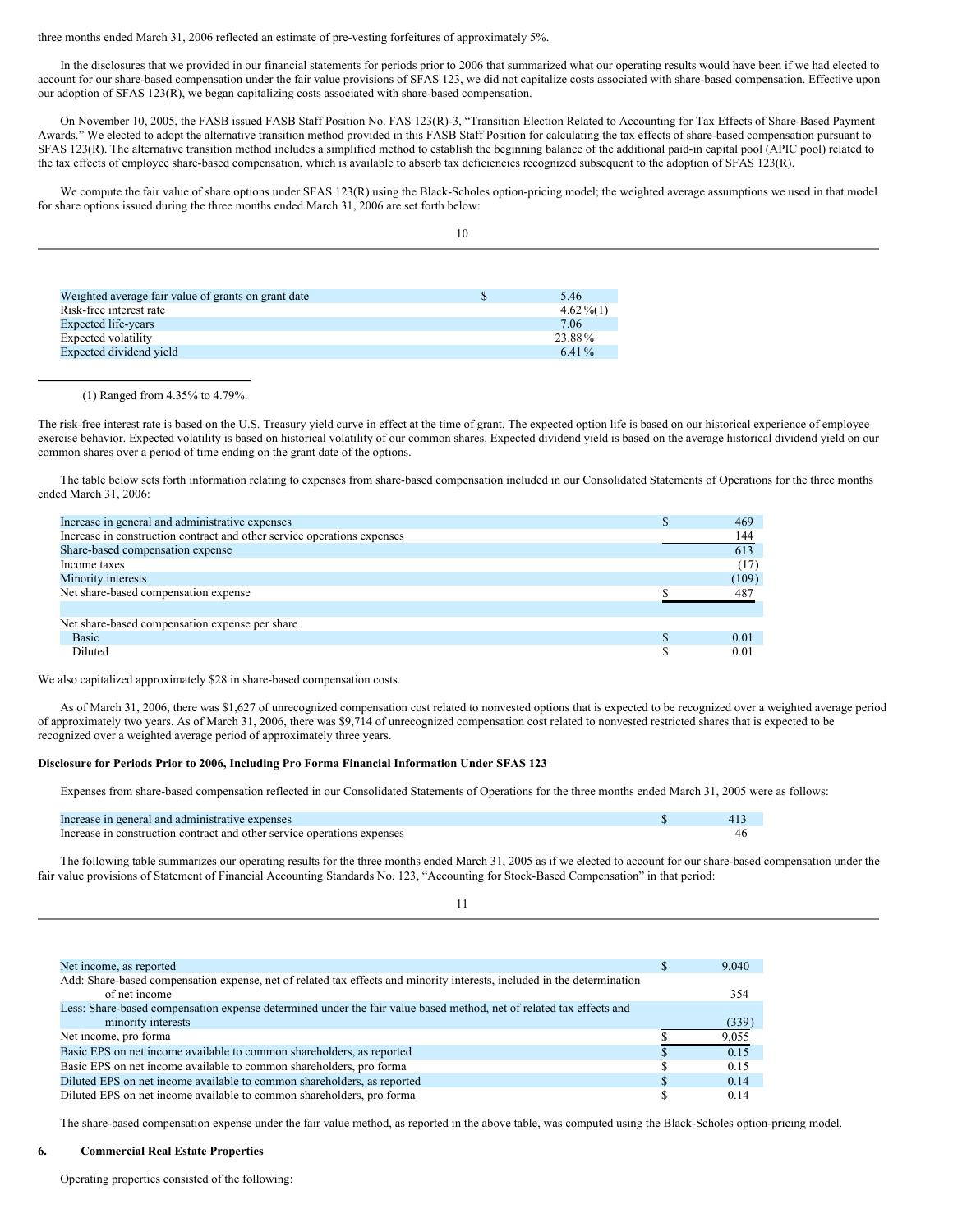three months ended March 31, 2006 reflected an estimate of pre-vesting forfeitures of approximately 5%.

In the disclosures that we provided in our financial statements for periods prior to 2006 that summarized what our operating results would have been if we had elected to account for our share-based compensation under the fair value provisions of SFAS 123, we did not capitalize costs associated with share-based compensation. Effective upon our adoption of SFAS 123(R), we began capitalizing costs associated with share-based compensation.

On November 10, 2005, the FASB issued FASB Staff Position No. FAS 123(R)-3, "Transition Election Related to Accounting for Tax Effects of Share-Based Payment Awards." We elected to adopt the alternative transition method provided in this FASB Staff Position for calculating the tax effects of share-based compensation pursuant to SFAS 123(R). The alternative transition method includes a simplified method to establish the beginning balance of the additional paid-in capital pool (APIC pool) related to the tax effects of employee share-based compensation, which is available to absorb tax deficiencies recognized subsequent to the adoption of SFAS 123(R).

We compute the fair value of share options under SFAS 123(R) using the Black-Scholes option-pricing model; the weighted average assumptions we used in that model for share options issued during the three months ended March 31, 2006 are set forth below:

| | | |
|---|---|---|
| Weighted average fair value of grants on grant date | $ | 5.46 |
| Risk-free interest rate | | 4.62%(1) |
| Expected life-years | | 7.06 |
| Expected volatility | | 23.88% |
| Expected dividend yield | | 6.41% |

(1) Ranged from 4.35% to 4.79%.

The risk-free interest rate is based on the U.S. Treasury yield curve in effect at the time of grant. The expected option life is based on our historical experience of employee exercise behavior. Expected volatility is based on historical volatility of our common shares. Expected dividend yield is based on the average historical dividend yield on our common shares over a period of time ending on the grant date of the options.

The table below sets forth information relating to expenses from share-based compensation included in our Consolidated Statements of Operations for the three months ended March 31, 2006:

| | | |
|---|---|---|
| Increase in general and administrative expenses | $ | 469 |
| Increase in construction contract and other service operations expenses | | 144 |
| Share-based compensation expense | | 613 |
| Income taxes | | (17) |
| Minority interests | | (109) |
| Net share-based compensation expense | $ | 487 |
| | | |
| Net share-based compensation expense per share | | |
| Basic | $ | 0.01 |
| Diluted | $ | 0.01 |

We also capitalized approximately $28 in share-based compensation costs.

As of March 31, 2006, there was $1,627 of unrecognized compensation cost related to nonvested options that is expected to be recognized over a weighted average period of approximately two years. As of March 31, 2006, there was $9,714 of unrecognized compensation cost related to nonvested restricted shares that is expected to be recognized over a weighted average period of approximately three years.

### Disclosure for Periods Prior to 2006, Including Pro Forma Financial Information Under SFAS 123

Expenses from share-based compensation reflected in our Consolidated Statements of Operations for the three months ended March 31, 2005 were as follows:

| | | |
|---|---|---|
| Increase in general and administrative expenses | $ | 413 |
| Increase in construction contract and other service operations expenses | | 46 |

The following table summarizes our operating results for the three months ended March 31, 2005 as if we elected to account for our share-based compensation under the fair value provisions of Statement of Financial Accounting Standards No. 123, "Accounting for Stock-Based Compensation" in that period:

| | | |
|---|---|---|
| Net income, as reported | $ | 9,040 |
| Add: Share-based compensation expense, net of related tax effects and minority interests, included in the determination of net income | | 354 |
| Less: Share-based compensation expense determined under the fair value based method, net of related tax effects and minority interests | | (339) |
| Net income, pro forma | $ | 9,055 |
| Basic EPS on net income available to common shareholders, as reported | $ | 0.15 |
| Basic EPS on net income available to common shareholders, pro forma | $ | 0.15 |
| Diluted EPS on net income available to common shareholders, as reported | $ | 0.14 |
| Diluted EPS on net income available to common shareholders, pro forma | $ | 0.14 |

The share-based compensation expense under the fair value method, as reported in the above table, was computed using the Black-Scholes option-pricing model.

### 6. Commercial Real Estate Properties

Operating properties consisted of the following: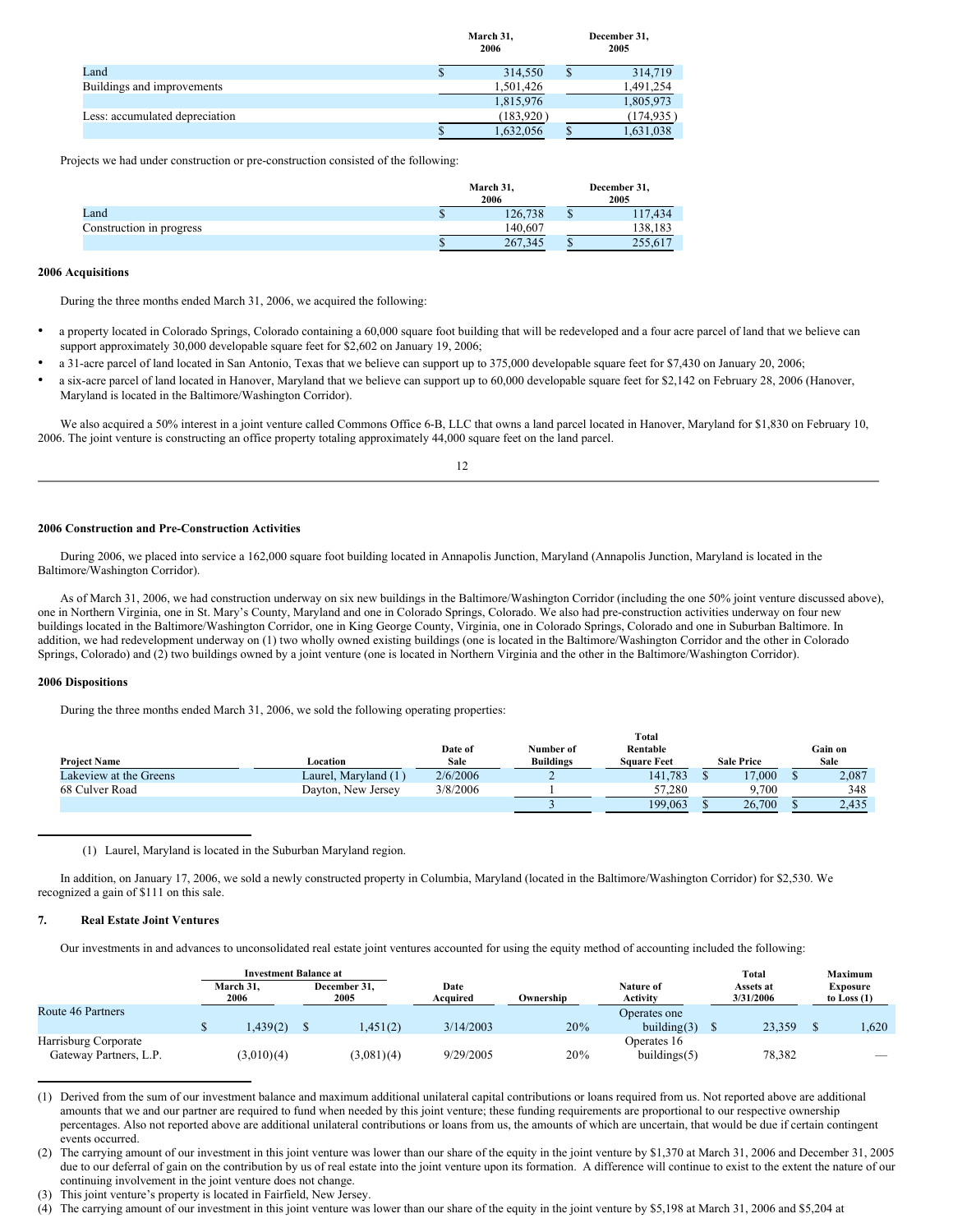| | March 31, 2006 | December 31, 2005 |
|---|---|---|
| Land | $ 314,550 | $ 314,719 |
| Buildings and improvements | 1,501,426 | 1,491,254 |
| | 1,815,976 | 1,805,973 |
| Less: accumulated depreciation | (183,920 ) | (174,935 ) |
| | $ 1,632,056 | $ 1,631,038 |

Projects we had under construction or pre-construction consisted of the following:

| | March 31, 2006 | December 31, 2005 |
|---|---|---|
| Land | $ 126,738 | $ 117,434 |
| Construction in progress | 140,607 | 138,183 |
| | $ 267,345 | $ 255,617 |

**2006 Acquisitions**

During the three months ended March 31, 2006, we acquired the following:

- a property located in Colorado Springs, Colorado containing a 60,000 square foot building that will be redeveloped and a four acre parcel of land that we believe can support approximately 30,000 developable square feet for $2,602 on January 19, 2006;
- a 31-acre parcel of land located in San Antonio, Texas that we believe can support up to 375,000 developable square feet for $7,430 on January 20, 2006;
- a six-acre parcel of land located in Hanover, Maryland that we believe can support up to 60,000 developable square feet for $2,142 on February 28, 2006 (Hanover, Maryland is located in the Baltimore/Washington Corridor).

We also acquired a 50% interest in a joint venture called Commons Office 6-B, LLC that owns a land parcel located in Hanover, Maryland for $1,830 on February 10, 2006. The joint venture is constructing an office property totaling approximately 44,000 square feet on the land parcel.

**2006 Construction and Pre-Construction Activities**

During 2006, we placed into service a 162,000 square foot building located in Annapolis Junction, Maryland (Annapolis Junction, Maryland is located in the Baltimore/Washington Corridor).

As of March 31, 2006, we had construction underway on six new buildings in the Baltimore/Washington Corridor (including the one 50% joint venture discussed above), one in Northern Virginia, one in St. Mary's County, Maryland and one in Colorado Springs, Colorado. We also had pre-construction activities underway on four new buildings located in the Baltimore/Washington Corridor, one in King George County, Virginia, one in Colorado Springs, Colorado and one in Suburban Baltimore. In addition, we had redevelopment underway on (1) two wholly owned existing buildings (one is located in the Baltimore/Washington Corridor and the other in Colorado Springs, Colorado) and (2) two buildings owned by a joint venture (one is located in Northern Virginia and the other in the Baltimore/Washington Corridor).

**2006 Dispositions**

During the three months ended March 31, 2006, we sold the following operating properties:

| Project Name | Location | Date of Sale | Number of Buildings | Total Rentable Square Feet | Sale Price | Gain on Sale |
|---|---|---|---|---|---|---|
| Lakeview at the Greens | Laurel, Maryland (1 ) | 2/6/2006 | 2 | 141,783 | $ 17,000 | $ 2,087 |
| 68 Culver Road | Dayton, New Jersey | 3/8/2006 | 1 | 57,280 | 9,700 | 348 |
| | | | 3 | 199,063 | $ 26,700 | $ 2,435 |

(1) Laurel, Maryland is located in the Suburban Maryland region.

In addition, on January 17, 2006, we sold a newly constructed property in Columbia, Maryland (located in the Baltimore/Washington Corridor) for $2,530. We recognized a gain of $111 on this sale.

## 7. Real Estate Joint Ventures

Our investments in and advances to unconsolidated real estate joint ventures accounted for using the equity method of accounting included the following:

| | Investment Balance at | | | | | | |
|---|---|---|---|---|---|---|---|
| | March 31, 2006 | December 31, 2005 | Date Acquired | Ownership | Nature of Activity | Total Assets at 3/31/2006 | Maximum Exposure to Loss (1) |
| Route 46 Partners | $ 1,439(2) | $ 1,451(2) | 3/14/2003 | 20% | Operates one building(3) | $ 23,359 | $ 1,620 |
| Harrisburg Corporate Gateway Partners, L.P. | (3,010)(4) | (3,081)(4) | 9/29/2005 | 20% | Operates 16 buildings(5) | 78,382 | — |

(1) Derived from the sum of our investment balance and maximum additional unilateral capital contributions or loans required from us. Not reported above are additional amounts that we and our partner are required to fund when needed by this joint venture; these funding requirements are proportional to our respective ownership percentages. Also not reported above are additional unilateral contributions or loans from us, the amounts of which are uncertain, that would be due if certain contingent events occurred.

(2) The carrying amount of our investment in this joint venture was lower than our share of the equity in the joint venture by $1,370 at March 31, 2006 and December 31, 2005 due to our deferral of gain on the contribution by us of real estate into the joint venture upon its formation. A difference will continue to exist to the extent the nature of our continuing involvement in the joint venture does not change.

(3) This joint venture's property is located in Fairfield, New Jersey.

(4) The carrying amount of our investment in this joint venture was lower than our share of the equity in the joint venture by $5,198 at March 31, 2006 and $5,204 at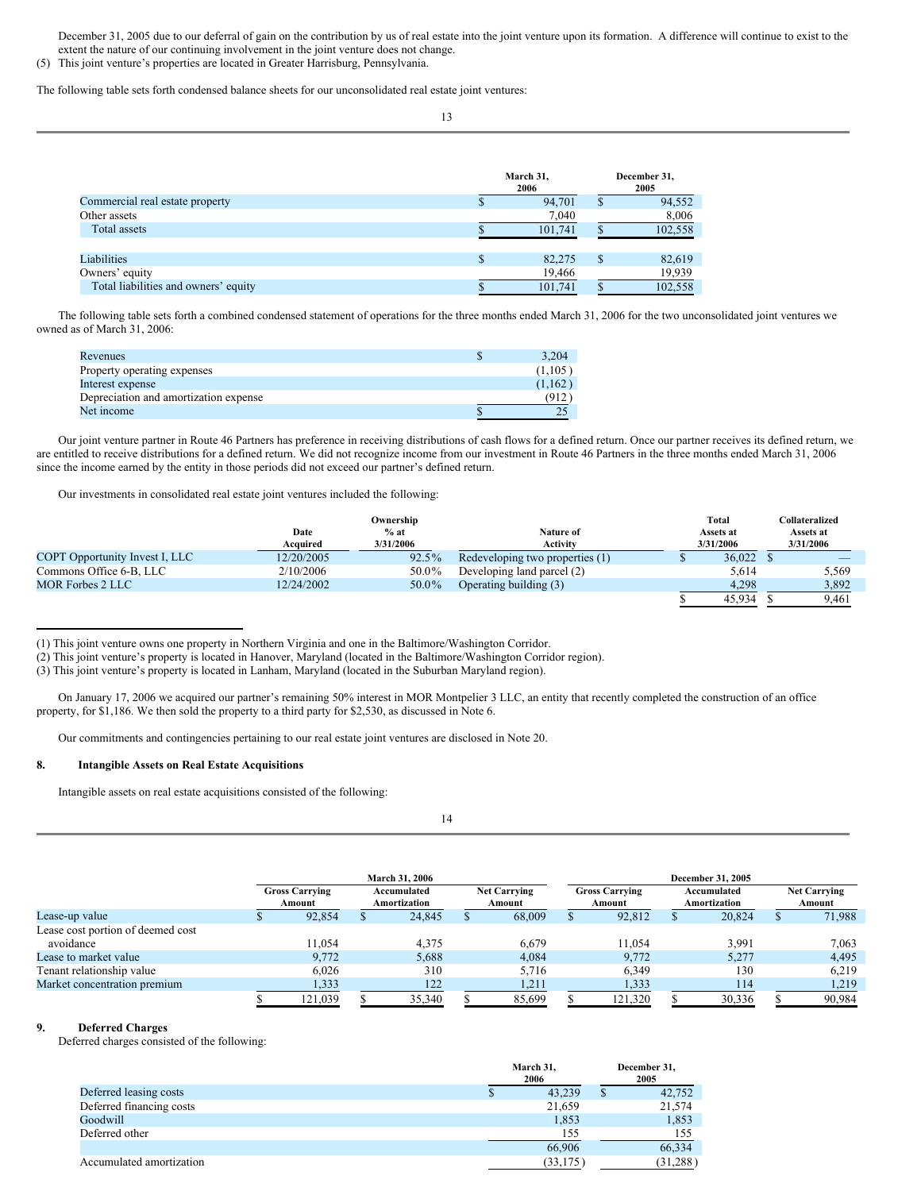December 31, 2005 due to our deferral of gain on the contribution by us of real estate into the joint venture upon its formation. A difference will continue to exist to the extent the nature of our continuing involvement in the joint venture does not change.

(5) This joint venture's properties are located in Greater Harrisburg, Pennsylvania.

The following table sets forth condensed balance sheets for our unconsolidated real estate joint ventures:

| | March 31, 2006 | December 31, 2005 |
|---|---|---|
| Commercial real estate property | $ 94,701 | $ 94,552 |
| Other assets | 7,040 | 8,006 |
| Total assets | $ 101,741 | $ 102,558 |
| | | |
| Liabilities | $ 82,275 | $ 82,619 |
| Owners' equity | 19,466 | 19,939 |
| Total liabilities and owners' equity | $ 101,741 | $ 102,558 |

The following table sets forth a combined condensed statement of operations for the three months ended March 31, 2006 for the two unconsolidated joint ventures we owned as of March 31, 2006:

| | |
|---|---|
| Revenues | $ 3,204 |
| Property operating expenses | (1,105) |
| Interest expense | (1,162) |
| Depreciation and amortization expense | (912) |
| Net income | $ 25 |

Our joint venture partner in Route 46 Partners has preference in receiving distributions of cash flows for a defined return. Once our partner receives its defined return, we are entitled to receive distributions for a defined return. We did not recognize income from our investment in Route 46 Partners in the three months ended March 31, 2006 since the income earned by the entity in those periods did not exceed our partner's defined return.

Our investments in consolidated real estate joint ventures included the following:

| | Date Acquired | Ownership % at 3/31/2006 | Nature of Activity | Total Assets at 3/31/2006 | Collateralized Assets at 3/31/2006 |
|---|---|---|---|---|---|
| COPT Opportunity Invest I, LLC | 12/20/2005 | 92.5% | Redeveloping two properties (1) | $ 36,022 | $ — |
| Commons Office 6-B, LLC | 2/10/2006 | 50.0% | Developing land parcel (2) | 5,614 | 5,569 |
| MOR Forbes 2 LLC | 12/24/2002 | 50.0% | Operating building (3) | 4,298 | 3,892 |
| | | | | $ 45,934 | $ 9,461 |

(1) This joint venture owns one property in Northern Virginia and one in the Baltimore/Washington Corridor.

(2) This joint venture's property is located in Hanover, Maryland (located in the Baltimore/Washington Corridor region).

(3) This joint venture's property is located in Lanham, Maryland (located in the Suburban Maryland region).

On January 17, 2006 we acquired our partner's remaining 50% interest in MOR Montpelier 3 LLC, an entity that recently completed the construction of an office property, for $1,186. We then sold the property to a third party for $2,530, as discussed in Note 6.

Our commitments and contingencies pertaining to our real estate joint ventures are disclosed in Note 20.

## 8. Intangible Assets on Real Estate Acquisitions

Intangible assets on real estate acquisitions consisted of the following:

| | March 31, 2006 | | | December 31, 2005 | | |
|---|---|---|---|---|---|---|
| | Gross Carrying Amount | Accumulated Amortization | Net Carrying Amount | Gross Carrying Amount | Accumulated Amortization | Net Carrying Amount |
| Lease-up value | $ 92,854 | $ 24,845 | $ 68,009 | $ 92,812 | $ 20,824 | $ 71,988 |
| Lease cost portion of deemed cost avoidance | 11,054 | 4,375 | 6,679 | 11,054 | 3,991 | 7,063 |
| Lease to market value | 9,772 | 5,688 | 4,084 | 9,772 | 5,277 | 4,495 |
| Tenant relationship value | 6,026 | 310 | 5,716 | 6,349 | 130 | 6,219 |
| Market concentration premium | 1,333 | 122 | 1,211 | 1,333 | 114 | 1,219 |
| | $ 121,039 | $ 35,340 | $ 85,699 | $ 121,320 | $ 30,336 | $ 90,984 |

## 9. Deferred Charges

Deferred charges consisted of the following:

| | March 31, 2006 | December 31, 2005 |
|---|---|---|
| Deferred leasing costs | $ 43,239 | $ 42,752 |
| Deferred financing costs | 21,659 | 21,574 |
| Goodwill | 1,853 | 1,853 |
| Deferred other | 155 | 155 |
| | 66,906 | 66,334 |
| Accumulated amortization | (33,175) | (31,288) |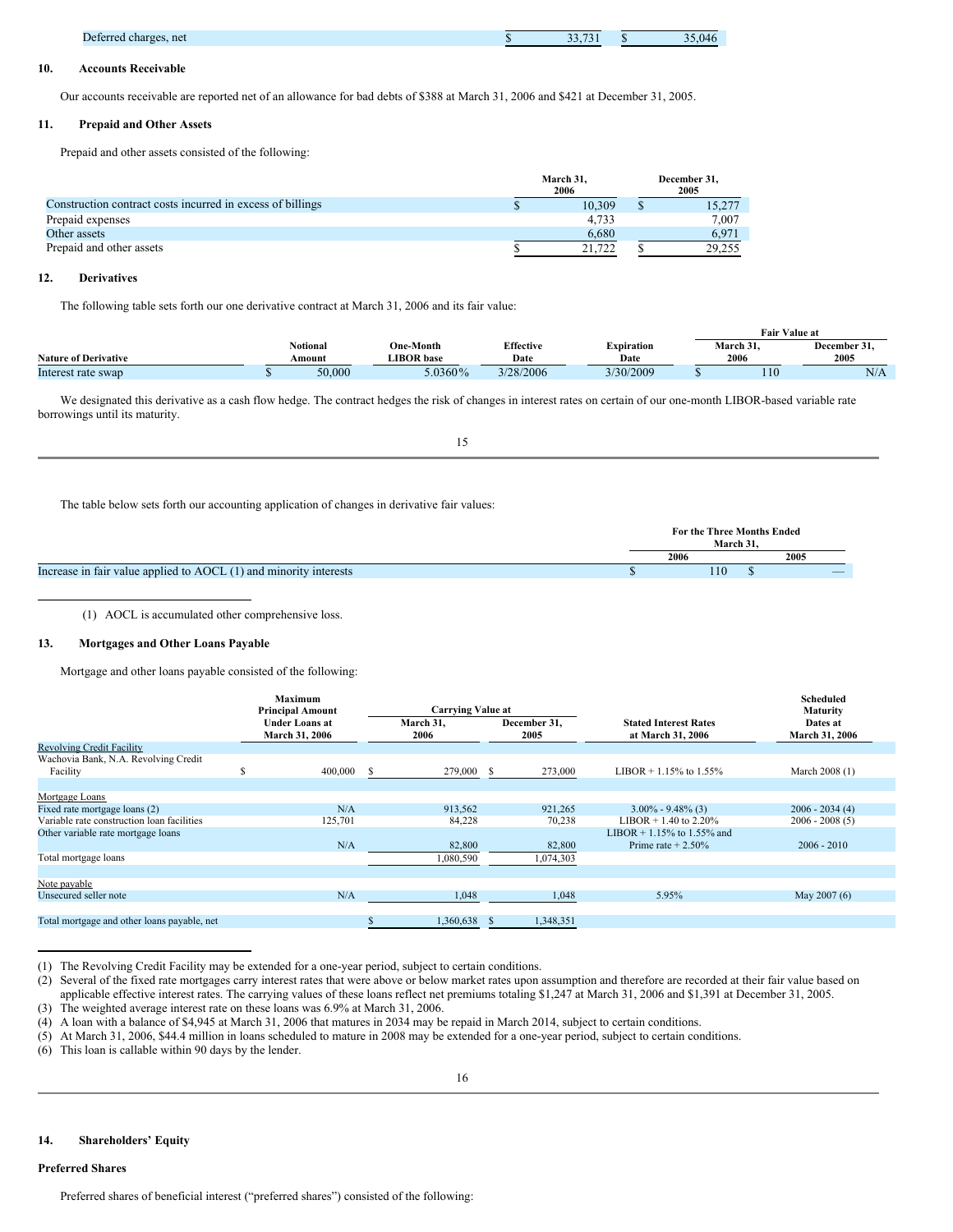| Deferred charges, net | $ 33,731 | $ 35,046 |
|---|---|---|

## 10. Accounts Receivable

Our accounts receivable are reported net of an allowance for bad debts of $388 at March 31, 2006 and $421 at December 31, 2005.

## 11. Prepaid and Other Assets

Prepaid and other assets consisted of the following:

| | March 31, 2006 | December 31, 2005 |
|---|---|---|
| Construction contract costs incurred in excess of billings | $ 10,309 | $ 15,277 |
| Prepaid expenses | 4,733 | 7,007 |
| Other assets | 6,680 | 6,971 |
| Prepaid and other assets | $ 21,722 | $ 29,255 |

## 12. Derivatives

The following table sets forth our one derivative contract at March 31, 2006 and its fair value:

| | | | | | Fair Value at | |
|---|---|---|---|---|---|---|
| Nature of Derivative | Notional Amount | One-Month LIBOR base | Effective Date | Expiration Date | March 31, 2006 | December 31, 2005 |
| Interest rate swap | $ 50,000 | 5.0360% | 3/28/2006 | 3/30/2009 | $ 110 | N/A |

We designated this derivative as a cash flow hedge. The contract hedges the risk of changes in interest rates on certain of our one-month LIBOR-based variable rate borrowings until its maturity.

The table below sets forth our accounting application of changes in derivative fair values:

| | For the Three Months Ended March 31, | |
|---|---|---|
| | 2006 | 2005 |
| Increase in fair value applied to AOCL (1) and minority interests | $ 110 | $ — |

(1) AOCL is accumulated other comprehensive loss.

## 13. Mortgages and Other Loans Payable

Mortgage and other loans payable consisted of the following:

| | Maximum Principal Amount Under Loans at March 31, 2006 | Carrying Value at March 31, 2006 | Carrying Value at December 31, 2005 | Stated Interest Rates at March 31, 2006 | Scheduled Maturity Dates at March 31, 2006 |
|---|---|---|---|---|---|
| Revolving Credit Facility | | | | | |
| Wachovia Bank, N.A. Revolving Credit Facility | $ 400,000 | $ 279,000 | $ 273,000 | LIBOR + 1.15% to 1.55% | March 2008 (1) |
| Mortgage Loans | | | | | |
| Fixed rate mortgage loans (2) | N/A | 913,562 | 921,265 | 3.00% - 9.48% (3) | 2006 - 2034 (4) |
| Variable rate construction loan facilities | 125,701 | 84,228 | 70,238 | LIBOR + 1.40 to 2.20% | 2006 - 2008 (5) |
| Other variable rate mortgage loans | N/A | 82,800 | 82,800 | LIBOR + 1.15% to 1.55% and Prime rate + 2.50% | 2006 - 2010 |
| Total mortgage loans | | 1,080,590 | 1,074,303 | | |
| Note payable | | | | | |
| Unsecured seller note | N/A | 1,048 | 1,048 | 5.95% | May 2007 (6) |
| Total mortgage and other loans payable, net | | $ 1,360,638 | $ 1,348,351 | | |

(1) The Revolving Credit Facility may be extended for a one-year period, subject to certain conditions.
(2) Several of the fixed rate mortgages carry interest rates that were above or below market rates upon assumption and therefore are recorded at their fair value based on applicable effective interest rates. The carrying values of these loans reflect net premiums totaling $1,247 at March 31, 2006 and $1,391 at December 31, 2005.
(3) The weighted average interest rate on these loans was 6.9% at March 31, 2006.
(4) A loan with a balance of $4,945 at March 31, 2006 that matures in 2034 may be repaid in March 2014, subject to certain conditions.
(5) At March 31, 2006, $44.4 million in loans scheduled to mature in 2008 may be extended for a one-year period, subject to certain conditions.
(6) This loan is callable within 90 days by the lender.

## 14. Shareholders' Equity

### Preferred Shares

Preferred shares of beneficial interest ("preferred shares") consisted of the following: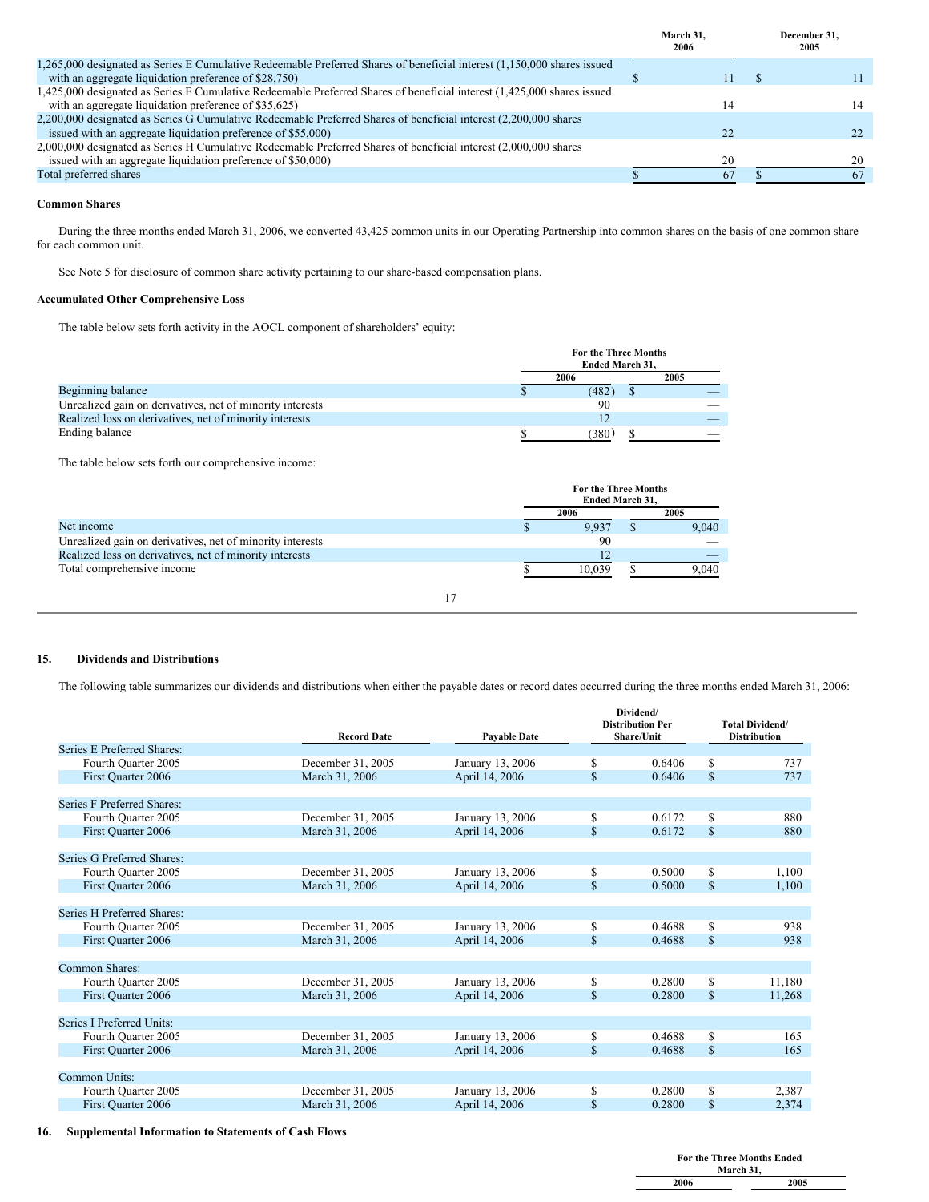| | March 31, 2006 | December 31, 2005 |
|---|---|---|
| 1,265,000 designated as Series E Cumulative Redeemable Preferred Shares of beneficial interest (1,150,000 shares issued with an aggregate liquidation preference of $28,750) | $ 11 | $ 11 |
| 1,425,000 designated as Series F Cumulative Redeemable Preferred Shares of beneficial interest (1,425,000 shares issued with an aggregate liquidation preference of $35,625) | 14 | 14 |
| 2,200,000 designated as Series G Cumulative Redeemable Preferred Shares of beneficial interest (2,200,000 shares issued with an aggregate liquidation preference of $55,000) | 22 | 22 |
| 2,000,000 designated as Series H Cumulative Redeemable Preferred Shares of beneficial interest (2,000,000 shares issued with an aggregate liquidation preference of $50,000) | 20 | 20 |
| Total preferred shares | $ 67 | $ 67 |

**Common Shares**

During the three months ended March 31, 2006, we converted 43,425 common units in our Operating Partnership into common shares on the basis of one common share for each common unit.

See Note 5 for disclosure of common share activity pertaining to our share-based compensation plans.

**Accumulated Other Comprehensive Loss**

The table below sets forth activity in the AOCL component of shareholders' equity:

| | For the Three Months Ended March 31, | |
|---|---|---|
| | 2006 | 2005 |
| Beginning balance | $ (482) | $ — |
| Unrealized gain on derivatives, net of minority interests | 90 | — |
| Realized loss on derivatives, net of minority interests | 12 | — |
| Ending balance | $ (380) | $ — |

The table below sets forth our comprehensive income:

| | For the Three Months Ended March 31, | |
|---|---|---|
| | 2006 | 2005 |
| Net income | $ 9,937 | $ 9,040 |
| Unrealized gain on derivatives, net of minority interests | 90 | — |
| Realized loss on derivatives, net of minority interests | 12 | — |
| Total comprehensive income | $ 10,039 | $ 9,040 |

## 15. Dividends and Distributions

The following table summarizes our dividends and distributions when either the payable dates or record dates occurred during the three months ended March 31, 2006:

| | Record Date | Payable Date | Dividend/ Distribution Per Share/Unit | Total Dividend/ Distribution |
|---|---|---|---|---|
| Series E Preferred Shares: | | | | |
| Fourth Quarter 2005 | December 31, 2005 | January 13, 2006 | $ 0.6406 | $ 737 |
| First Quarter 2006 | March 31, 2006 | April 14, 2006 | $ 0.6406 | $ 737 |
| | | | | |
| Series F Preferred Shares: | | | | |
| Fourth Quarter 2005 | December 31, 2005 | January 13, 2006 | $ 0.6172 | $ 880 |
| First Quarter 2006 | March 31, 2006 | April 14, 2006 | $ 0.6172 | $ 880 |
| | | | | |
| Series G Preferred Shares: | | | | |
| Fourth Quarter 2005 | December 31, 2005 | January 13, 2006 | $ 0.5000 | $ 1,100 |
| First Quarter 2006 | March 31, 2006 | April 14, 2006 | $ 0.5000 | $ 1,100 |
| | | | | |
| Series H Preferred Shares: | | | | |
| Fourth Quarter 2005 | December 31, 2005 | January 13, 2006 | $ 0.4688 | $ 938 |
| First Quarter 2006 | March 31, 2006 | April 14, 2006 | $ 0.4688 | $ 938 |
| | | | | |
| Common Shares: | | | | |
| Fourth Quarter 2005 | December 31, 2005 | January 13, 2006 | $ 0.2800 | $ 11,180 |
| First Quarter 2006 | March 31, 2006 | April 14, 2006 | $ 0.2800 | $ 11,268 |
| | | | | |
| Series I Preferred Units: | | | | |
| Fourth Quarter 2005 | December 31, 2005 | January 13, 2006 | $ 0.4688 | $ 165 |
| First Quarter 2006 | March 31, 2006 | April 14, 2006 | $ 0.4688 | $ 165 |
| | | | | |
| Common Units: | | | | |
| Fourth Quarter 2005 | December 31, 2005 | January 13, 2006 | $ 0.2800 | $ 2,387 |
| First Quarter 2006 | March 31, 2006 | April 14, 2006 | $ 0.2800 | $ 2,374 |

## 16. Supplemental Information to Statements of Cash Flows

| | For the Three Months Ended March 31, | |
|---|---|---|
| | 2006 | 2005 |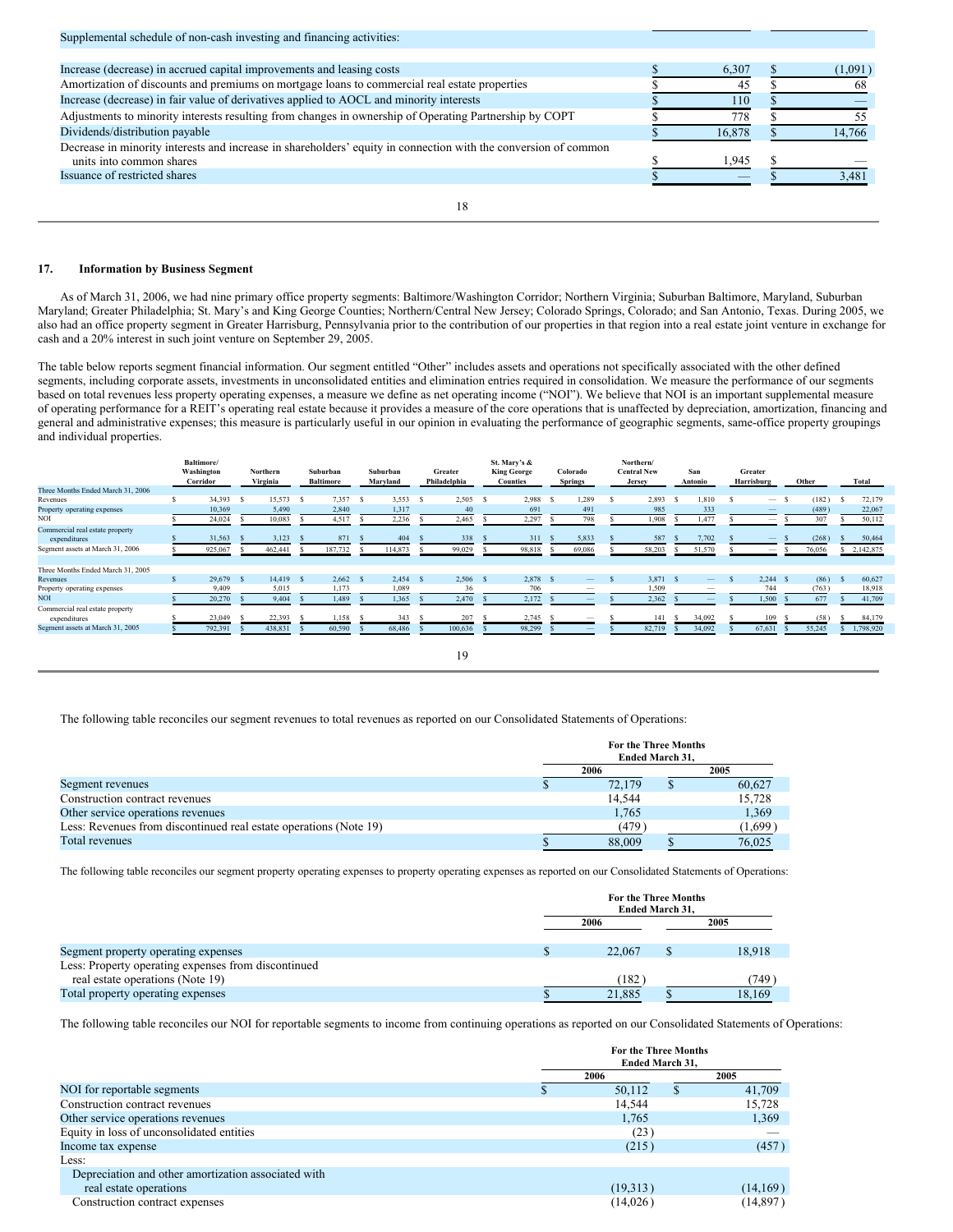| Supplemental schedule of non-cash investing and financing activities: | | |
|---|---|---|
| Increase (decrease) in accrued capital improvements and leasing costs | $ 6,307 | $ (1,091) |
| Amortization of discounts and premiums on mortgage loans to commercial real estate properties | $ 45 | $ 68 |
| Increase (decrease) in fair value of derivatives applied to AOCL and minority interests | $ 110 | $ — |
| Adjustments to minority interests resulting from changes in ownership of Operating Partnership by COPT | $ 778 | $ 55 |
| Dividends/distribution payable | $ 16,878 | $ 14,766 |
| Decrease in minority interests and increase in shareholders' equity in connection with the conversion of common units into common shares | $ 1,945 | $ — |
| Issuance of restricted shares | $ — | $ 3,481 |

## 17. Information by Business Segment

As of March 31, 2006, we had nine primary office property segments: Baltimore/Washington Corridor; Northern Virginia; Suburban Baltimore, Maryland, Suburban Maryland; Greater Philadelphia; St. Mary's and King George Counties; Northern/Central New Jersey; Colorado Springs, Colorado; and San Antonio, Texas. During 2005, we also had an office property segment in Greater Harrisburg, Pennsylvania prior to the contribution of our properties in that region into a real estate joint venture in exchange for cash and a 20% interest in such joint venture on September 29, 2005.

The table below reports segment financial information. Our segment entitled "Other" includes assets and operations not specifically associated with the other defined segments, including corporate assets, investments in unconsolidated entities and elimination entries required in consolidation. We measure the performance of our segments based on total revenues less property operating expenses, a measure we define as net operating income ("NOI"). We believe that NOI is an important supplemental measure of operating performance for a REIT's operating real estate because it provides a measure of the core operations that is unaffected by depreciation, amortization, financing and general and administrative expenses; this measure is particularly useful in our opinion in evaluating the performance of geographic segments, same-office property groupings and individual properties.

| | Baltimore/ Washington Corridor | Northern Virginia | Suburban Baltimore | Suburban Maryland | Greater Philadelphia | St. Mary's & King George Counties | Colorado Springs | Northern/ Central New Jersey | San Antonio | Greater Harrisburg | Other | Total |
|---|---|---|---|---|---|---|---|---|---|---|---|---|
| Three Months Ended March 31, 2006 | | | | | | | | | | | | |
| Revenues | $ 34,393 | $ 15,573 | $ 7,357 | $ 3,553 | $ 2,505 | $ 2,988 | $ 1,289 | $ 2,893 | $ 1,810 | $ — | $ (182) | $ 72,179 |
| Property operating expenses | 10,369 | 5,490 | 2,840 | 1,317 | 40 | 691 | 491 | 985 | 333 | — | (489) | 22,067 |
| NOI | $ 24,024 | $ 10,083 | $ 4,517 | $ 2,236 | $ 2,465 | $ 2,297 | $ 798 | $ 1,908 | $ 1,477 | $ — | $ 307 | $ 50,112 |
| Commercial real estate property expenditures | $ 31,563 | $ 3,123 | $ 871 | $ 404 | $ 338 | $ 311 | $ 5,833 | $ 587 | $ 7,702 | $ — | $ (268) | $ 50,464 |
| Segment assets at March 31, 2006 | $ 925,067 | $ 462,441 | $ 187,732 | $ 114,873 | $ 99,029 | $ 98,818 | $ 69,086 | $ 58,203 | $ 51,570 | $ — | $ 76,056 | $ 2,142,875 |
| Three Months Ended March 31, 2005 | | | | | | | | | | | | |
| Revenues | $ 29,679 | $ 14,419 | $ 2,662 | $ 2,454 | $ 2,506 | $ 2,878 | $ — | $ 3,871 | $ — | $ 2,244 | $ (86) | $ 60,627 |
| Property operating expenses | 9,409 | 5,015 | 1,173 | 1,089 | 36 | 706 | — | 1,509 | — | 744 | (763) | 18,918 |
| NOI | $ 20,270 | $ 9,404 | $ 1,489 | $ 1,365 | $ 2,470 | $ 2,172 | $ — | $ 2,362 | $ — | $ 1,500 | $ 677 | $ 41,709 |
| Commercial real estate property expenditures | $ 23,049 | $ 22,393 | $ 1,158 | $ 343 | $ 207 | $ 2,745 | $ — | $ 141 | $ 34,092 | $ 109 | $ (58) | $ 84,179 |
| Segment assets at March 31, 2005 | $ 792,391 | $ 438,831 | $ 60,590 | $ 68,486 | $ 100,636 | $ 98,299 | $ — | $ 82,719 | $ 34,092 | $ 67,631 | $ 55,245 | $ 1,798,920 |

The following table reconciles our segment revenues to total revenues as reported on our Consolidated Statements of Operations:

| | For the Three Months Ended March 31, 2006 | 2005 |
|---|---|---|
| Segment revenues | $ 72,179 | $ 60,627 |
| Construction contract revenues | 14,544 | 15,728 |
| Other service operations revenues | 1,765 | 1,369 |
| Less: Revenues from discontinued real estate operations (Note 19) | (479) | (1,699) |
| Total revenues | $ 88,009 | $ 76,025 |

The following table reconciles our segment property operating expenses to property operating expenses as reported on our Consolidated Statements of Operations:

| | For the Three Months Ended March 31, 2006 | 2005 |
|---|---|---|
| Segment property operating expenses | $ 22,067 | $ 18,918 |
| Less: Property operating expenses from discontinued real estate operations (Note 19) | (182) | (749) |
| Total property operating expenses | $ 21,885 | $ 18,169 |

The following table reconciles our NOI for reportable segments to income from continuing operations as reported on our Consolidated Statements of Operations:

| | For the Three Months Ended March 31, 2006 | 2005 |
|---|---|---|
| NOI for reportable segments | $ 50,112 | $ 41,709 |
| Construction contract revenues | 14,544 | 15,728 |
| Other service operations revenues | 1,765 | 1,369 |
| Equity in loss of unconsolidated entities | (23) | — |
| Income tax expense | (215) | (457) |
| Less: | | |
| Depreciation and other amortization associated with real estate operations | (19,313) | (14,169) |
| Construction contract expenses | (14,026) | (14,897) |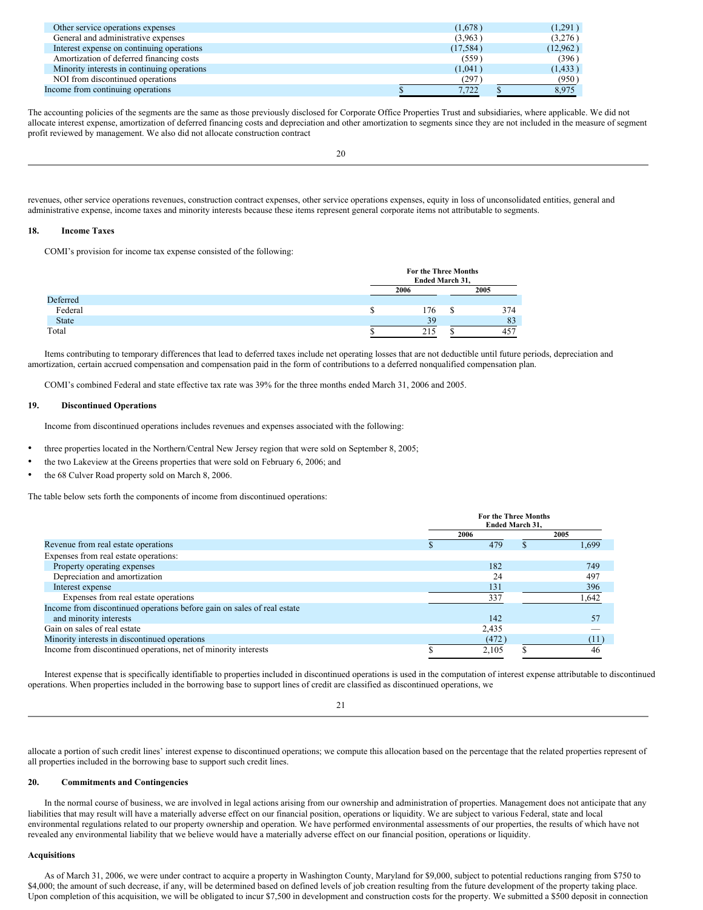| | 2006 | 2005 |
|---|---|---|
| Other service operations expenses | (1,678) | (1,291) |
| General and administrative expenses | (3,963) | (3,276) |
| Interest expense on continuing operations | (17,584) | (12,962) |
| Amortization of deferred financing costs | (559) | (396) |
| Minority interests in continuing operations | (1,041) | (1,433) |
| NOI from discontinued operations | (297) | (950) |
| Income from continuing operations | $ 7,722 | $ 8,975 |

The accounting policies of the segments are the same as those previously disclosed for Corporate Office Properties Trust and subsidiaries, where applicable. We did not allocate interest expense, amortization of deferred financing costs and depreciation and other amortization to segments since they are not included in the measure of segment profit reviewed by management. We also did not allocate construction contract revenues, other service operations revenues, construction contract expenses, other service operations expenses, equity in loss of unconsolidated entities, general and administrative expense, income taxes and minority interests because these items represent general corporate items not attributable to segments.

## 18. Income Taxes

COMI's provision for income tax expense consisted of the following:

| | For the Three Months Ended March 31, | |
|---|---|---|
| | 2006 | 2005 |
| Deferred | | |
| Federal | $ 176 | $ 374 |
| State | 39 | 83 |
| Total | $ 215 | $ 457 |

Items contributing to temporary differences that lead to deferred taxes include net operating losses that are not deductible until future periods, depreciation and amortization, certain accrued compensation and compensation paid in the form of contributions to a deferred nonqualified compensation plan.

COMI's combined Federal and state effective tax rate was 39% for the three months ended March 31, 2006 and 2005.

## 19. Discontinued Operations

Income from discontinued operations includes revenues and expenses associated with the following:

- three properties located in the Northern/Central New Jersey region that were sold on September 8, 2005;
- the two Lakeview at the Greens properties that were sold on February 6, 2006; and
- the 68 Culver Road property sold on March 8, 2006.

The table below sets forth the components of income from discontinued operations:

| | For the Three Months Ended March 31, | |
|---|---|---|
| | 2006 | 2005 |
| Revenue from real estate operations | $ 479 | $ 1,699 |
| Expenses from real estate operations: | | |
| Property operating expenses | 182 | 749 |
| Depreciation and amortization | 24 | 497 |
| Interest expense | 131 | 396 |
| Expenses from real estate operations | 337 | 1,642 |
| Income from discontinued operations before gain on sales of real estate and minority interests | 142 | 57 |
| Gain on sales of real estate | 2,435 | — |
| Minority interests in discontinued operations | (472) | (11) |
| Income from discontinued operations, net of minority interests | $ 2,105 | $ 46 |

Interest expense that is specifically identifiable to properties included in discontinued operations is used in the computation of interest expense attributable to discontinued operations. When properties included in the borrowing base to support lines of credit are classified as discontinued operations, we allocate a portion of such credit lines' interest expense to discontinued operations; we compute this allocation based on the percentage that the related properties represent of all properties included in the borrowing base to support such credit lines.

## 20. Commitments and Contingencies

In the normal course of business, we are involved in legal actions arising from our ownership and administration of properties. Management does not anticipate that any liabilities that may result will have a materially adverse effect on our financial position, operations or liquidity. We are subject to various Federal, state and local environmental regulations related to our property ownership and operation. We have performed environmental assessments of our properties, the results of which have not revealed any environmental liability that we believe would have a materially adverse effect on our financial position, operations or liquidity.

### Acquisitions

As of March 31, 2006, we were under contract to acquire a property in Washington County, Maryland for $9,000, subject to potential reductions ranging from $750 to $4,000; the amount of such decrease, if any, will be determined based on defined levels of job creation resulting from the future development of the property taking place. Upon completion of this acquisition, we will be obligated to incur $7,500 in development and construction costs for the property. We submitted a $500 deposit in connection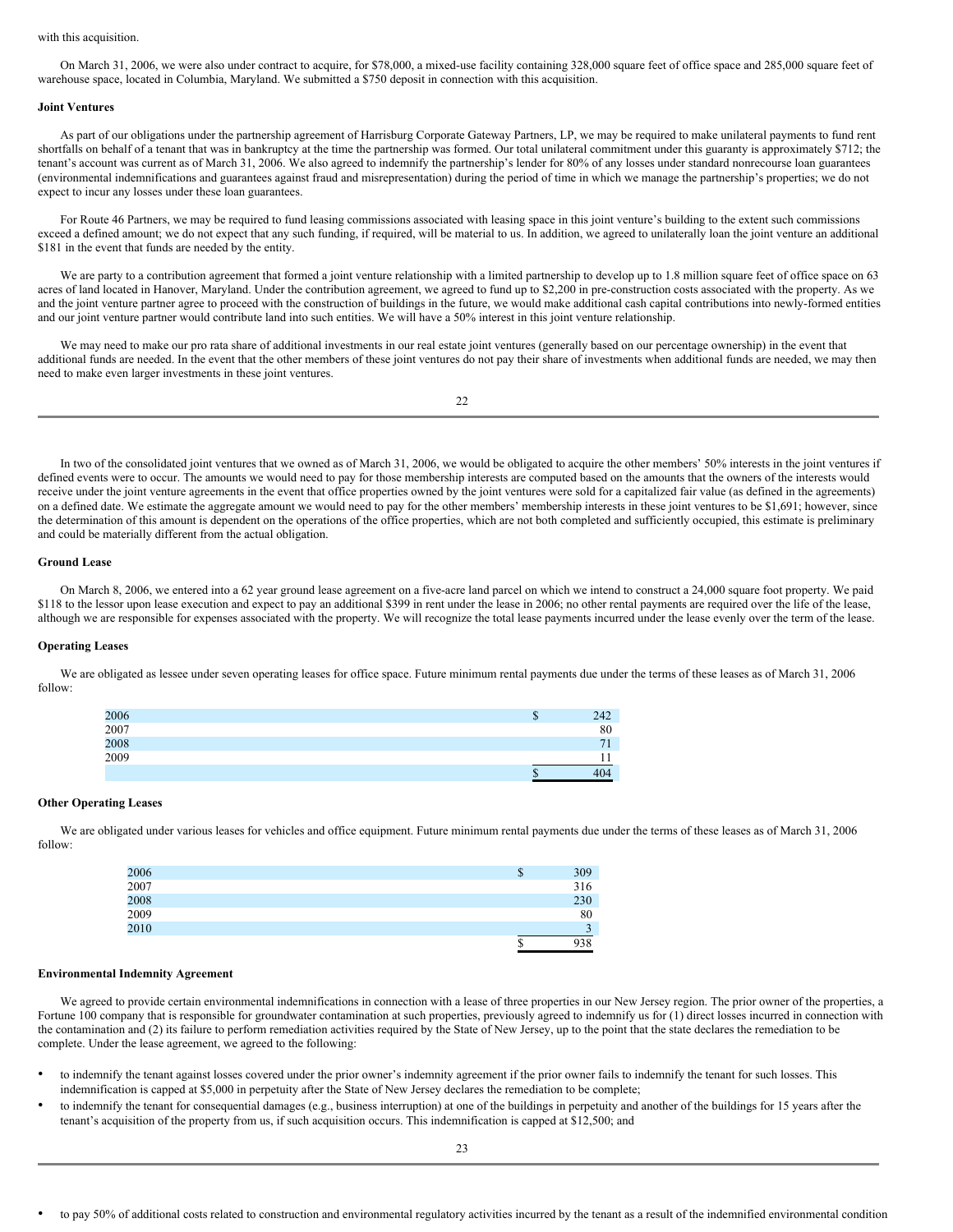with this acquisition.

On March 31, 2006, we were also under contract to acquire, for $78,000, a mixed-use facility containing 328,000 square feet of office space and 285,000 square feet of warehouse space, located in Columbia, Maryland. We submitted a $750 deposit in connection with this acquisition.

**Joint Ventures**

As part of our obligations under the partnership agreement of Harrisburg Corporate Gateway Partners, LP, we may be required to make unilateral payments to fund rent shortfalls on behalf of a tenant that was in bankruptcy at the time the partnership was formed. Our total unilateral commitment under this guaranty is approximately $712; the tenant's account was current as of March 31, 2006. We also agreed to indemnify the partnership's lender for 80% of any losses under standard nonrecourse loan guarantees (environmental indemnifications and guarantees against fraud and misrepresentation) during the period of time in which we manage the partnership's properties; we do not expect to incur any losses under these loan guarantees.

For Route 46 Partners, we may be required to fund leasing commissions associated with leasing space in this joint venture's building to the extent such commissions exceed a defined amount; we do not expect that any such funding, if required, will be material to us. In addition, we agreed to unilaterally loan the joint venture an additional $181 in the event that funds are needed by the entity.

We are party to a contribution agreement that formed a joint venture relationship with a limited partnership to develop up to 1.8 million square feet of office space on 63 acres of land located in Hanover, Maryland. Under the contribution agreement, we agreed to fund up to $2,200 in pre-construction costs associated with the property. As we and the joint venture partner agree to proceed with the construction of buildings in the future, we would make additional cash capital contributions into newly-formed entities and our joint venture partner would contribute land into such entities. We will have a 50% interest in this joint venture relationship.

We may need to make our pro rata share of additional investments in our real estate joint ventures (generally based on our percentage ownership) in the event that additional funds are needed. In the event that the other members of these joint ventures do not pay their share of investments when additional funds are needed, we may then need to make even larger investments in these joint ventures.

In two of the consolidated joint ventures that we owned as of March 31, 2006, we would be obligated to acquire the other members' 50% interests in the joint ventures if defined events were to occur. The amounts we would need to pay for those membership interests are computed based on the amounts that the owners of the interests would receive under the joint venture agreements in the event that office properties owned by the joint ventures were sold for a capitalized fair value (as defined in the agreements) on a defined date. We estimate the aggregate amount we would need to pay for the other members' membership interests in these joint ventures to be $1,691; however, since the determination of this amount is dependent on the operations of the office properties, which are not both completed and sufficiently occupied, this estimate is preliminary and could be materially different from the actual obligation.

**Ground Lease**

On March 8, 2006, we entered into a 62 year ground lease agreement on a five-acre land parcel on which we intend to construct a 24,000 square foot property. We paid $118 to the lessor upon lease execution and expect to pay an additional $399 in rent under the lease in 2006; no other rental payments are required over the life of the lease, although we are responsible for expenses associated with the property. We will recognize the total lease payments incurred under the lease evenly over the term of the lease.

**Operating Leases**

We are obligated as lessee under seven operating leases for office space. Future minimum rental payments due under the terms of these leases as of March 31, 2006 follow:

| | |
|---|---|
| 2006 | $ 242 |
| 2007 | 80 |
| 2008 | 71 |
| 2009 | 11 |
| | $ 404 |

**Other Operating Leases**

We are obligated under various leases for vehicles and office equipment. Future minimum rental payments due under the terms of these leases as of March 31, 2006 follow:

| | |
|---|---|
| 2006 | $ 309 |
| 2007 | 316 |
| 2008 | 230 |
| 2009 | 80 |
| 2010 | 3 |
| | $ 938 |

**Environmental Indemnity Agreement**

We agreed to provide certain environmental indemnifications in connection with a lease of three properties in our New Jersey region. The prior owner of the properties, a Fortune 100 company that is responsible for groundwater contamination at such properties, previously agreed to indemnify us for (1) direct losses incurred in connection with the contamination and (2) its failure to perform remediation activities required by the State of New Jersey, up to the point that the state declares the remediation to be complete. Under the lease agreement, we agreed to the following:

- to indemnify the tenant against losses covered under the prior owner's indemnity agreement if the prior owner fails to indemnify the tenant for such losses. This indemnification is capped at $5,000 in perpetuity after the State of New Jersey declares the remediation to be complete;
- to indemnify the tenant for consequential damages (e.g., business interruption) at one of the buildings in perpetuity and another of the buildings for 15 years after the tenant's acquisition of the property from us, if such acquisition occurs. This indemnification is capped at $12,500; and
- to pay 50% of additional costs related to construction and environmental regulatory activities incurred by the tenant as a result of the indemnified environmental condition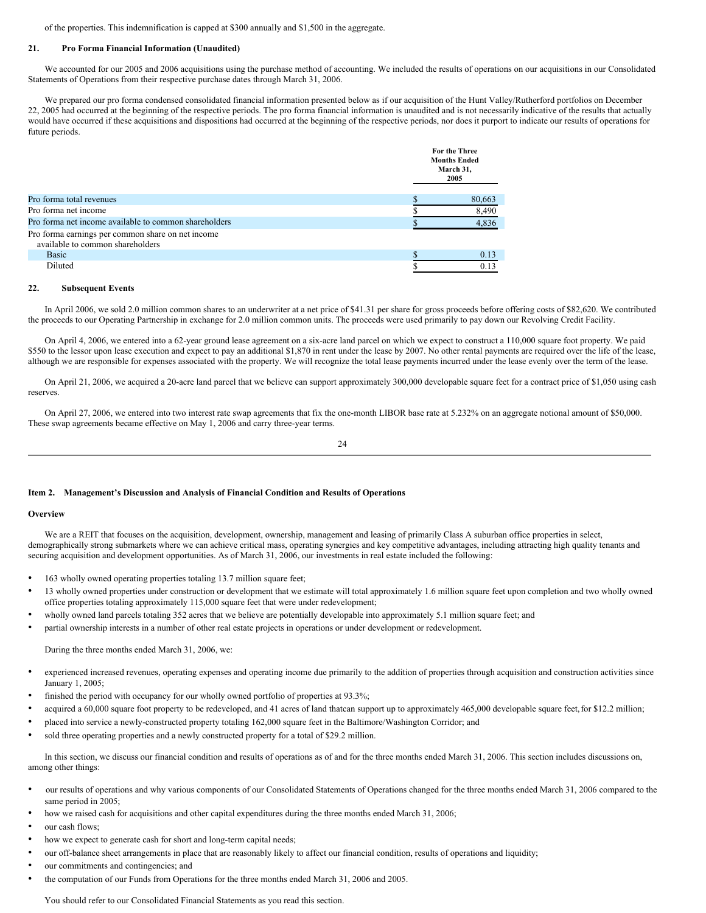of the properties. This indemnification is capped at $300 annually and $1,500 in the aggregate.

## 21. Pro Forma Financial Information (Unaudited)

We accounted for our 2005 and 2006 acquisitions using the purchase method of accounting. We included the results of operations on our acquisitions in our Consolidated Statements of Operations from their respective purchase dates through March 31, 2006.

We prepared our pro forma condensed consolidated financial information presented below as if our acquisition of the Hunt Valley/Rutherford portfolios on December 22, 2005 had occurred at the beginning of the respective periods. The pro forma financial information is unaudited and is not necessarily indicative of the results that actually would have occurred if these acquisitions and dispositions had occurred at the beginning of the respective periods, nor does it purport to indicate our results of operations for future periods.

| | For the Three Months Ended March 31, 2005 |
|---|---|
| Pro forma total revenues | $ 80,663 |
| Pro forma net income | $ 8,490 |
| Pro forma net income available to common shareholders | $ 4,836 |
| Pro forma earnings per common share on net income available to common shareholders | |
| Basic | $ 0.13 |
| Diluted | $ 0.13 |

## 22. Subsequent Events

In April 2006, we sold 2.0 million common shares to an underwriter at a net price of $41.31 per share for gross proceeds before offering costs of $82,620. We contributed the proceeds to our Operating Partnership in exchange for 2.0 million common units. The proceeds were used primarily to pay down our Revolving Credit Facility.

On April 4, 2006, we entered into a 62-year ground lease agreement on a six-acre land parcel on which we expect to construct a 110,000 square foot property. We paid $550 to the lessor upon lease execution and expect to pay an additional $1,870 in rent under the lease by 2007. No other rental payments are required over the life of the lease, although we are responsible for expenses associated with the property. We will recognize the total lease payments incurred under the lease evenly over the term of the lease.

On April 21, 2006, we acquired a 20-acre land parcel that we believe can support approximately 300,000 developable square feet for a contract price of $1,050 using cash reserves.

On April 27, 2006, we entered into two interest rate swap agreements that fix the one-month LIBOR base rate at 5.232% on an aggregate notional amount of $50,000. These swap agreements became effective on May 1, 2006 and carry three-year terms.

## Item 2. Management's Discussion and Analysis of Financial Condition and Results of Operations

### Overview

We are a REIT that focuses on the acquisition, development, ownership, management and leasing of primarily Class A suburban office properties in select, demographically strong submarkets where we can achieve critical mass, operating synergies and key competitive advantages, including attracting high quality tenants and securing acquisition and development opportunities. As of March 31, 2006, our investments in real estate included the following:

- 163 wholly owned operating properties totaling 13.7 million square feet;
- 13 wholly owned properties under construction or development that we estimate will total approximately 1.6 million square feet upon completion and two wholly owned office properties totaling approximately 115,000 square feet that were under redevelopment;
- wholly owned land parcels totaling 352 acres that we believe are potentially developable into approximately 5.1 million square feet; and
- partial ownership interests in a number of other real estate projects in operations or under development or redevelopment.

During the three months ended March 31, 2006, we:

- experienced increased revenues, operating expenses and operating income due primarily to the addition of properties through acquisition and construction activities since January 1, 2005;
- finished the period with occupancy for our wholly owned portfolio of properties at 93.3%;
- acquired a 60,000 square foot property to be redeveloped, and 41 acres of land thatcan support up to approximately 465,000 developable square feet, for $12.2 million;
- placed into service a newly-constructed property totaling 162,000 square feet in the Baltimore/Washington Corridor; and
- sold three operating properties and a newly constructed property for a total of $29.2 million.

In this section, we discuss our financial condition and results of operations as of and for the three months ended March 31, 2006. This section includes discussions on, among other things:

- our results of operations and why various components of our Consolidated Statements of Operations changed for the three months ended March 31, 2006 compared to the same period in 2005;
- how we raised cash for acquisitions and other capital expenditures during the three months ended March 31, 2006;
- our cash flows;
- how we expect to generate cash for short and long-term capital needs;
- our off-balance sheet arrangements in place that are reasonably likely to affect our financial condition, results of operations and liquidity;
- our commitments and contingencies; and
- the computation of our Funds from Operations for the three months ended March 31, 2006 and 2005.

You should refer to our Consolidated Financial Statements as you read this section.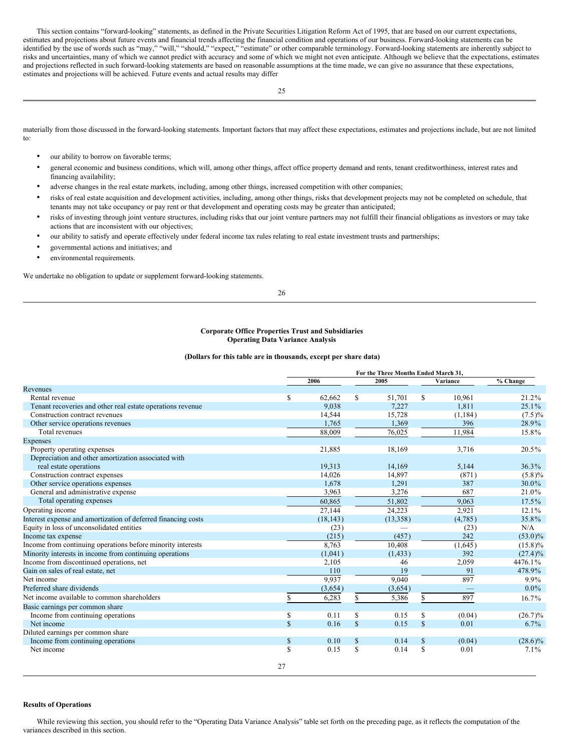This section contains "forward-looking" statements, as defined in the Private Securities Litigation Reform Act of 1995, that are based on our current expectations, estimates and projections about future events and financial trends affecting the financial condition and operations of our business. Forward-looking statements can be identified by the use of words such as "may," "will," "should," "expect," "estimate" or other comparable terminology. Forward-looking statements are inherently subject to risks and uncertainties, many of which we cannot predict with accuracy and some of which we might not even anticipate. Although we believe that the expectations, estimates and projections reflected in such forward-looking statements are based on reasonable assumptions at the time made, we can give no assurance that these expectations, estimates and projections will be achieved. Future events and actual results may differ materially from those discussed in the forward-looking statements. Important factors that may affect these expectations, estimates and projections include, but are not limited to:

- our ability to borrow on favorable terms;
- general economic and business conditions, which will, among other things, affect office property demand and rents, tenant creditworthiness, interest rates and financing availability;
- adverse changes in the real estate markets, including, among other things, increased competition with other companies;
- risks of real estate acquisition and development activities, including, among other things, risks that development projects may not be completed on schedule, that tenants may not take occupancy or pay rent or that development and operating costs may be greater than anticipated;
- risks of investing through joint venture structures, including risks that our joint venture partners may not fulfill their financial obligations as investors or may take actions that are inconsistent with our objectives;
- our ability to satisfy and operate effectively under federal income tax rules relating to real estate investment trusts and partnerships;
- governmental actions and initiatives; and
- environmental requirements.

We undertake no obligation to update or supplement forward-looking statements.

**Corporate Office Properties Trust and Subsidiaries**
**Operating Data Variance Analysis**

**(Dollars for this table are in thousands, except per share data)**

| | For the Three Months Ended March 31, | | | |
|---|---|---|---|---|
| | 2006 | 2005 | Variance | % Change |
| Revenues | | | | |
| Rental revenue | $ 62,662 | $ 51,701 | $ 10,961 | 21.2% |
| Tenant recoveries and other real estate operations revenue | 9,038 | 7,227 | 1,811 | 25.1% |
| Construction contract revenues | 14,544 | 15,728 | (1,184) | (7.5)% |
| Other service operations revenues | 1,765 | 1,369 | 396 | 28.9% |
| Total revenues | 88,009 | 76,025 | 11,984 | 15.8% |
| Expenses | | | | |
| Property operating expenses | 21,885 | 18,169 | 3,716 | 20.5% |
| Depreciation and other amortization associated with real estate operations | 19,313 | 14,169 | 5,144 | 36.3% |
| Construction contract expenses | 14,026 | 14,897 | (871) | (5.8)% |
| Other service operations expenses | 1,678 | 1,291 | 387 | 30.0% |
| General and administrative expense | 3,963 | 3,276 | 687 | 21.0% |
| Total operating expenses | 60,865 | 51,802 | 9,063 | 17.5% |
| Operating income | 27,144 | 24,223 | 2,921 | 12.1% |
| Interest expense and amortization of deferred financing costs | (18,143) | (13,358) | (4,785) | 35.8% |
| Equity in loss of unconsolidated entities | (23) | — | (23) | N/A |
| Income tax expense | (215) | (457) | 242 | (53.0)% |
| Income from continuing operations before minority interests | 8,763 | 10,408 | (1,645) | (15.8)% |
| Minority interests in income from continuing operations | (1,041) | (1,433) | 392 | (27.4)% |
| Income from discontinued operations, net | 2,105 | 46 | 2,059 | 4476.1% |
| Gain on sales of real estate, net | 110 | 19 | 91 | 478.9% |
| Net income | 9,937 | 9,040 | 897 | 9.9% |
| Preferred share dividends | (3,654) | (3,654) | — | 0.0% |
| Net income available to common shareholders | $ 6,283 | $ 5,386 | $ 897 | 16.7% |
| Basic earnings per common share | | | | |
| Income from continuing operations | $ 0.11 | $ 0.15 | $ (0.04) | (26.7)% |
| Net income | $ 0.16 | $ 0.15 | $ 0.01 | 6.7% |
| Diluted earnings per common share | | | | |
| Income from continuing operations | $ 0.10 | $ 0.14 | $ (0.04) | (28.6)% |
| Net income | $ 0.15 | $ 0.14 | $ 0.01 | 7.1% |

**Results of Operations**

While reviewing this section, you should refer to the "Operating Data Variance Analysis" table set forth on the preceding page, as it reflects the computation of the variances described in this section.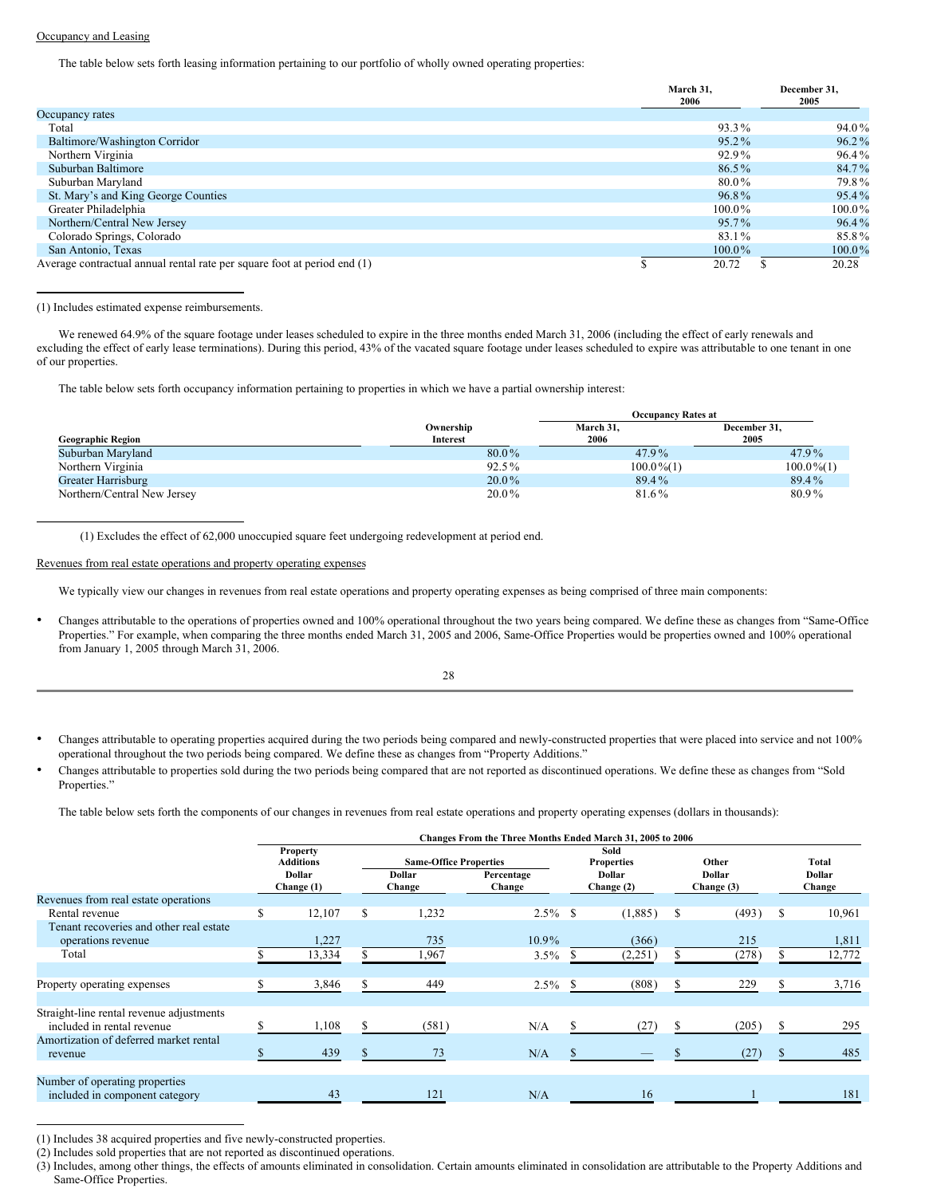Occupancy and Leasing

The table below sets forth leasing information pertaining to our portfolio of wholly owned operating properties:

| | March 31, 2006 | December 31, 2005 |
|---|---|---|
| Occupancy rates | | |
| Total | 93.3% | 94.0% |
| Baltimore/Washington Corridor | 95.2% | 96.2% |
| Northern Virginia | 92.9% | 96.4% |
| Suburban Baltimore | 86.5% | 84.7% |
| Suburban Maryland | 80.0% | 79.8% |
| St. Mary's and King George Counties | 96.8% | 95.4% |
| Greater Philadelphia | 100.0% | 100.0% |
| Northern/Central New Jersey | 95.7% | 96.4% |
| Colorado Springs, Colorado | 83.1% | 85.8% |
| San Antonio, Texas | 100.0% | 100.0% |
| Average contractual annual rental rate per square foot at period end (1) | $ 20.72 | $ 20.28 |

(1) Includes estimated expense reimbursements.

We renewed 64.9% of the square footage under leases scheduled to expire in the three months ended March 31, 2006 (including the effect of early renewals and excluding the effect of early lease terminations). During this period, 43% of the vacated square footage under leases scheduled to expire was attributable to one tenant in one of our properties.

The table below sets forth occupancy information pertaining to properties in which we have a partial ownership interest:

| Geographic Region | Ownership Interest | Occupancy Rates at March 31, 2006 | Occupancy Rates at December 31, 2005 |
|---|---|---|---|
| Suburban Maryland | 80.0% | 47.9% | 47.9% |
| Northern Virginia | 92.5% | 100.0%(1) | 100.0%(1) |
| Greater Harrisburg | 20.0% | 89.4% | 89.4% |
| Northern/Central New Jersey | 20.0% | 81.6% | 80.9% |

(1) Excludes the effect of 62,000 unoccupied square feet undergoing redevelopment at period end.

Revenues from real estate operations and property operating expenses

We typically view our changes in revenues from real estate operations and property operating expenses as being comprised of three main components:

- Changes attributable to the operations of properties owned and 100% operational throughout the two years being compared. We define these as changes from "Same-Office Properties." For example, when comparing the three months ended March 31, 2005 and 2006, Same-Office Properties would be properties owned and 100% operational from January 1, 2005 through March 31, 2006.
- Changes attributable to operating properties acquired during the two periods being compared and newly-constructed properties that were placed into service and not 100% operational throughout the two periods being compared. We define these as changes from "Property Additions."
- Changes attributable to properties sold during the two periods being compared that are not reported as discontinued operations. We define these as changes from "Sold Properties."

The table below sets forth the components of our changes in revenues from real estate operations and property operating expenses (dollars in thousands):

| | Changes From the Three Months Ended March 31, 2005 to 2006 | | | | | |
|---|---|---|---|---|---|---|
| | Property Additions | Same-Office Properties | | Sold Properties | Other | Total |
| | Dollar Change (1) | Dollar Change | Percentage Change | Dollar Change (2) | Dollar Change (3) | Dollar Change |
| Revenues from real estate operations | | | | | | |
| Rental revenue | $ 12,107 | $ 1,232 | 2.5% | $ (1,885) | $ (493) | $ 10,961 |
| Tenant recoveries and other real estate operations revenue | 1,227 | 735 | 10.9% | (366) | 215 | 1,811 |
| Total | $ 13,334 | $ 1,967 | 3.5% | $ (2,251) | $ (278) | $ 12,772 |
| Property operating expenses | $ 3,846 | $ 449 | 2.5% | $ (808) | $ 229 | $ 3,716 |
| Straight-line rental revenue adjustments included in rental revenue | $ 1,108 | $ (581) | N/A | $ (27) | $ (205) | $ 295 |
| Amortization of deferred market rental revenue | $ 439 | $ 73 | N/A | $ — | $ (27) | $ 485 |
| Number of operating properties included in component category | 43 | 121 | N/A | 16 | 1 | 181 |

(1) Includes 38 acquired properties and five newly-constructed properties.
(2) Includes sold properties that are not reported as discontinued operations.
(3) Includes, among other things, the effects of amounts eliminated in consolidation. Certain amounts eliminated in consolidation are attributable to the Property Additions and Same-Office Properties.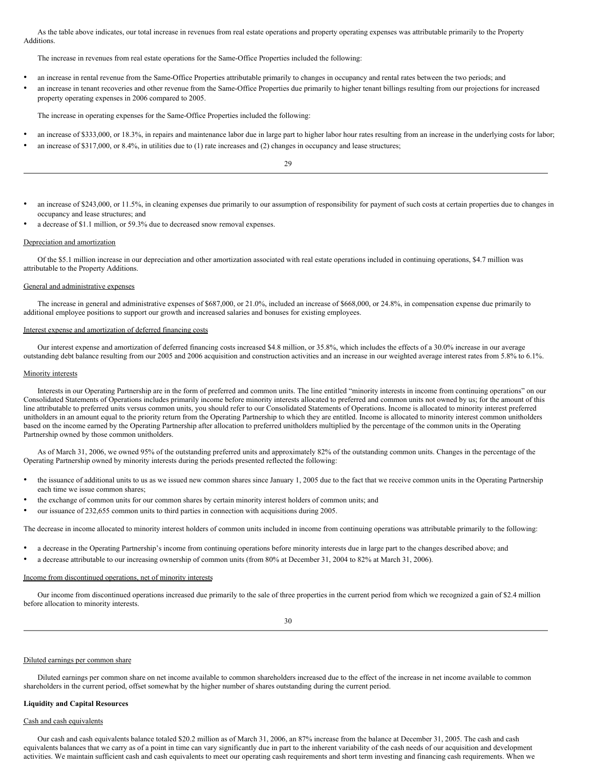As the table above indicates, our total increase in revenues from real estate operations and property operating expenses was attributable primarily to the Property Additions.

The increase in revenues from real estate operations for the Same-Office Properties included the following:

- an increase in rental revenue from the Same-Office Properties attributable primarily to changes in occupancy and rental rates between the two periods; and
- an increase in tenant recoveries and other revenue from the Same-Office Properties due primarily to higher tenant billings resulting from our projections for increased property operating expenses in 2006 compared to 2005.

The increase in operating expenses for the Same-Office Properties included the following:

- an increase of $333,000, or 18.3%, in repairs and maintenance labor due in large part to higher labor hour rates resulting from an increase in the underlying costs for labor;
- an increase of $317,000, or 8.4%, in utilities due to (1) rate increases and (2) changes in occupancy and lease structures;
- an increase of $243,000, or 11.5%, in cleaning expenses due primarily to our assumption of responsibility for payment of such costs at certain properties due to changes in occupancy and lease structures; and
- a decrease of $1.1 million, or 59.3% due to decreased snow removal expenses.

Depreciation and amortization

Of the $5.1 million increase in our depreciation and other amortization associated with real estate operations included in continuing operations, $4.7 million was attributable to the Property Additions.

General and administrative expenses

The increase in general and administrative expenses of $687,000, or 21.0%, included an increase of $668,000, or 24.8%, in compensation expense due primarily to additional employee positions to support our growth and increased salaries and bonuses for existing employees.

Interest expense and amortization of deferred financing costs

Our interest expense and amortization of deferred financing costs increased $4.8 million, or 35.8%, which includes the effects of a 30.0% increase in our average outstanding debt balance resulting from our 2005 and 2006 acquisition and construction activities and an increase in our weighted average interest rates from 5.8% to 6.1%.

Minority interests

Interests in our Operating Partnership are in the form of preferred and common units. The line entitled "minority interests in income from continuing operations" on our Consolidated Statements of Operations includes primarily income before minority interests allocated to preferred and common units not owned by us; for the amount of this line attributable to preferred units versus common units, you should refer to our Consolidated Statements of Operations. Income is allocated to minority interest preferred unitholders in an amount equal to the priority return from the Operating Partnership to which they are entitled. Income is allocated to minority interest common unitholders based on the income earned by the Operating Partnership after allocation to preferred unitholders multiplied by the percentage of the common units in the Operating Partnership owned by those common unitholders.

As of March 31, 2006, we owned 95% of the outstanding preferred units and approximately 82% of the outstanding common units. Changes in the percentage of the Operating Partnership owned by minority interests during the periods presented reflected the following:

- the issuance of additional units to us as we issued new common shares since January 1, 2005 due to the fact that we receive common units in the Operating Partnership each time we issue common shares;
- the exchange of common units for our common shares by certain minority interest holders of common units; and
- our issuance of 232,655 common units to third parties in connection with acquisitions during 2005.

The decrease in income allocated to minority interest holders of common units included in income from continuing operations was attributable primarily to the following:

- a decrease in the Operating Partnership's income from continuing operations before minority interests due in large part to the changes described above; and
- a decrease attributable to our increasing ownership of common units (from 80% at December 31, 2004 to 82% at March 31, 2006).

Income from discontinued operations, net of minority interests

Our income from discontinued operations increased due primarily to the sale of three properties in the current period from which we recognized a gain of $2.4 million before allocation to minority interests.

Diluted earnings per common share

Diluted earnings per common share on net income available to common shareholders increased due to the effect of the increase in net income available to common shareholders in the current period, offset somewhat by the higher number of shares outstanding during the current period.

**Liquidity and Capital Resources**

Cash and cash equivalents

Our cash and cash equivalents balance totaled $20.2 million as of March 31, 2006, an 87% increase from the balance at December 31, 2005. The cash and cash equivalents balances that we carry as of a point in time can vary significantly due in part to the inherent variability of the cash needs of our acquisition and development activities. We maintain sufficient cash and cash equivalents to meet our operating cash requirements and short term investing and financing cash requirements. When we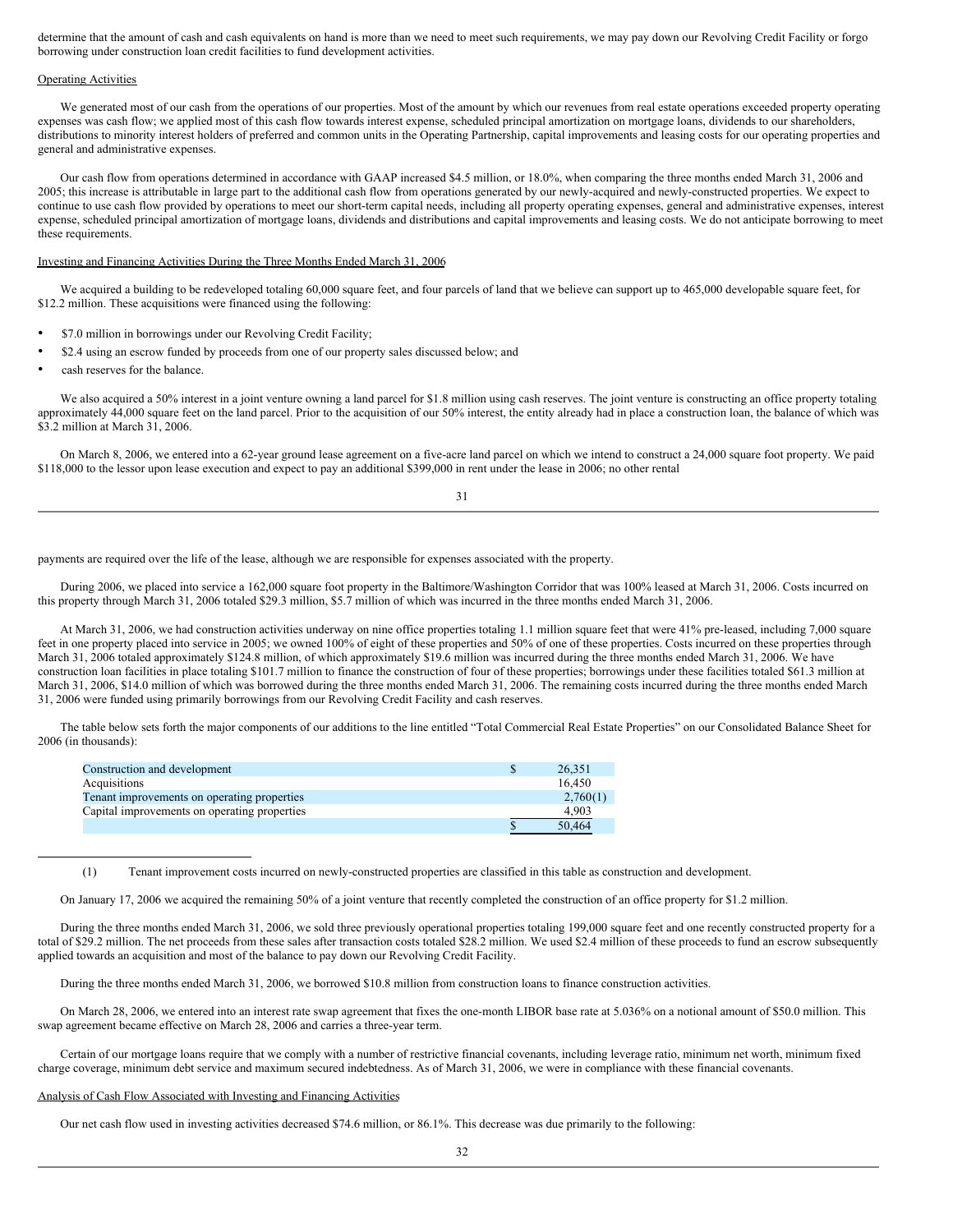determine that the amount of cash and cash equivalents on hand is more than we need to meet such requirements, we may pay down our Revolving Credit Facility or forgo borrowing under construction loan credit facilities to fund development activities.

Operating Activities

We generated most of our cash from the operations of our properties. Most of the amount by which our revenues from real estate operations exceeded property operating expenses was cash flow; we applied most of this cash flow towards interest expense, scheduled principal amortization on mortgage loans, dividends to our shareholders, distributions to minority interest holders of preferred and common units in the Operating Partnership, capital improvements and leasing costs for our operating properties and general and administrative expenses.

Our cash flow from operations determined in accordance with GAAP increased $4.5 million, or 18.0%, when comparing the three months ended March 31, 2006 and 2005; this increase is attributable in large part to the additional cash flow from operations generated by our newly-acquired and newly-constructed properties. We expect to continue to use cash flow provided by operations to meet our short-term capital needs, including all property operating expenses, general and administrative expenses, interest expense, scheduled principal amortization of mortgage loans, dividends and distributions and capital improvements and leasing costs. We do not anticipate borrowing to meet these requirements.

Investing and Financing Activities During the Three Months Ended March 31, 2006

We acquired a building to be redeveloped totaling 60,000 square feet, and four parcels of land that we believe can support up to 465,000 developable square feet, for $12.2 million. These acquisitions were financed using the following:

- $7.0 million in borrowings under our Revolving Credit Facility;
- $2.4 using an escrow funded by proceeds from one of our property sales discussed below; and
- cash reserves for the balance.

We also acquired a 50% interest in a joint venture owning a land parcel for $1.8 million using cash reserves. The joint venture is constructing an office property totaling approximately 44,000 square feet on the land parcel. Prior to the acquisition of our 50% interest, the entity already had in place a construction loan, the balance of which was $3.2 million at March 31, 2006.

On March 8, 2006, we entered into a 62-year ground lease agreement on a five-acre land parcel on which we intend to construct a 24,000 square foot property. We paid $118,000 to the lessor upon lease execution and expect to pay an additional $399,000 in rent under the lease in 2006; no other rental payments are required over the life of the lease, although we are responsible for expenses associated with the property.

During 2006, we placed into service a 162,000 square foot property in the Baltimore/Washington Corridor that was 100% leased at March 31, 2006. Costs incurred on this property through March 31, 2006 totaled $29.3 million, $5.7 million of which was incurred in the three months ended March 31, 2006.

At March 31, 2006, we had construction activities underway on nine office properties totaling 1.1 million square feet that were 41% pre-leased, including 7,000 square feet in one property placed into service in 2005; we owned 100% of eight of these properties and 50% of one of these properties. Costs incurred on these properties through March 31, 2006 totaled approximately $124.8 million, of which approximately $19.6 million was incurred during the three months ended March 31, 2006. We have construction loan facilities in place totaling $101.7 million to finance the construction of four of these properties; borrowings under these facilities totaled $61.3 million at March 31, 2006, $14.0 million of which was borrowed during the three months ended March 31, 2006. The remaining costs incurred during the three months ended March 31, 2006 were funded using primarily borrowings from our Revolving Credit Facility and cash reserves.

The table below sets forth the major components of our additions to the line entitled "Total Commercial Real Estate Properties" on our Consolidated Balance Sheet for 2006 (in thousands):

| | | |
|---|---|---|
| Construction and development | $ | 26,351 |
| Acquisitions | | 16,450 |
| Tenant improvements on operating properties | | 2,760(1) |
| Capital improvements on operating properties | | 4,903 |
| | $ | 50,464 |

(1) Tenant improvement costs incurred on newly-constructed properties are classified in this table as construction and development.

On January 17, 2006 we acquired the remaining 50% of a joint venture that recently completed the construction of an office property for $1.2 million.

During the three months ended March 31, 2006, we sold three previously operational properties totaling 199,000 square feet and one recently constructed property for a total of $29.2 million. The net proceeds from these sales after transaction costs totaled $28.2 million. We used $2.4 million of these proceeds to fund an escrow subsequently applied towards an acquisition and most of the balance to pay down our Revolving Credit Facility.

During the three months ended March 31, 2006, we borrowed $10.8 million from construction loans to finance construction activities.

On March 28, 2006, we entered into an interest rate swap agreement that fixes the one-month LIBOR base rate at 5.036% on a notional amount of $50.0 million. This swap agreement became effective on March 28, 2006 and carries a three-year term.

Certain of our mortgage loans require that we comply with a number of restrictive financial covenants, including leverage ratio, minimum net worth, minimum fixed charge coverage, minimum debt service and maximum secured indebtedness. As of March 31, 2006, we were in compliance with these financial covenants.

Analysis of Cash Flow Associated with Investing and Financing Activities

Our net cash flow used in investing activities decreased $74.6 million, or 86.1%. This decrease was due primarily to the following: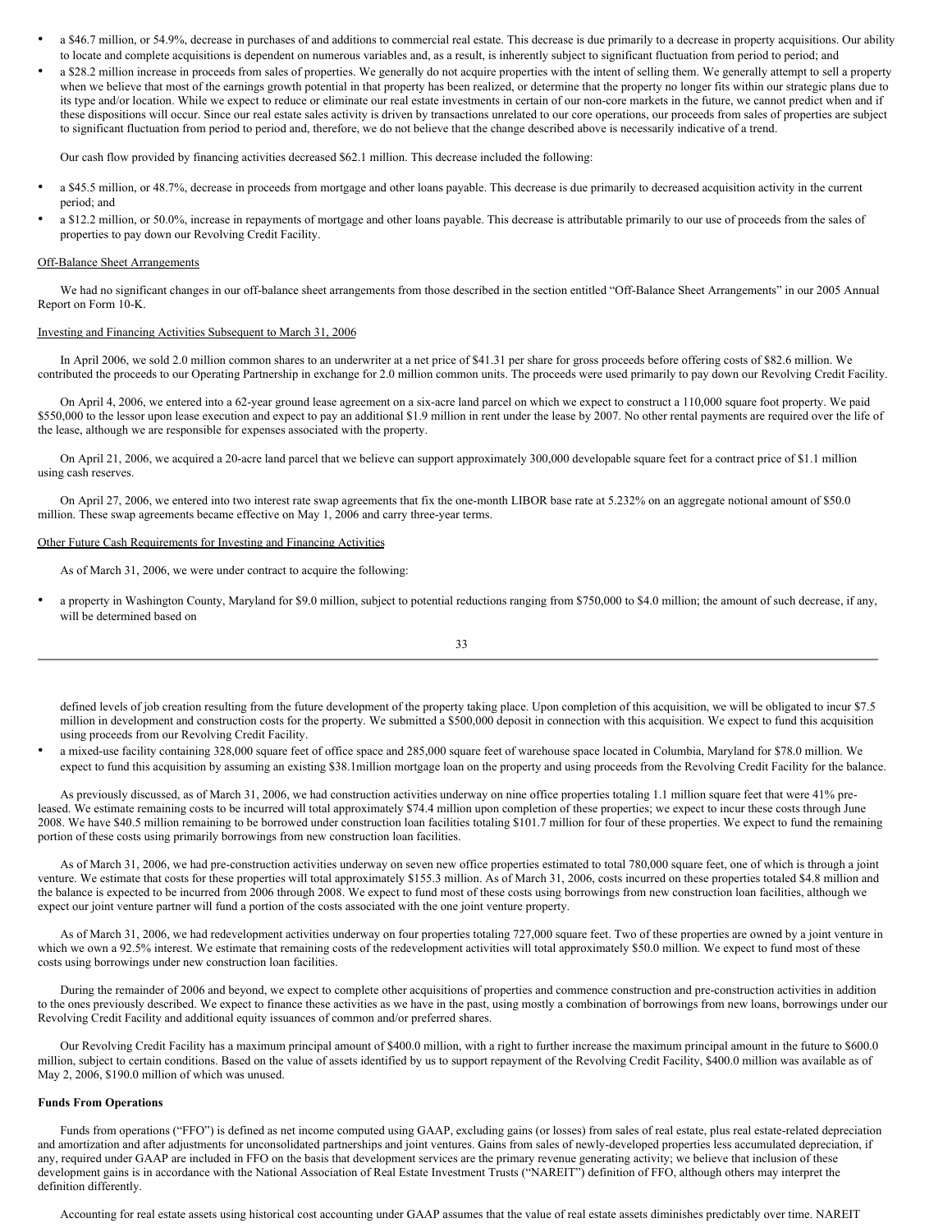- a $46.7 million, or 54.9%, decrease in purchases of and additions to commercial real estate. This decrease is due primarily to a decrease in property acquisitions. Our ability to locate and complete acquisitions is dependent on numerous variables and, as a result, is inherently subject to significant fluctuation from period to period; and
- a $28.2 million increase in proceeds from sales of properties. We generally do not acquire properties with the intent of selling them. We generally attempt to sell a property when we believe that most of the earnings growth potential in that property has been realized, or determine that the property no longer fits within our strategic plans due to its type and/or location. While we expect to reduce or eliminate our real estate investments in certain of our non-core markets in the future, we cannot predict when and if these dispositions will occur. Since our real estate sales activity is driven by transactions unrelated to our core operations, our proceeds from sales of properties are subject to significant fluctuation from period to period and, therefore, we do not believe that the change described above is necessarily indicative of a trend.

Our cash flow provided by financing activities decreased $62.1 million. This decrease included the following:

- a $45.5 million, or 48.7%, decrease in proceeds from mortgage and other loans payable. This decrease is due primarily to decreased acquisition activity in the current period; and
- a $12.2 million, or 50.0%, increase in repayments of mortgage and other loans payable. This decrease is attributable primarily to our use of proceeds from the sales of properties to pay down our Revolving Credit Facility.

Off-Balance Sheet Arrangements

We had no significant changes in our off-balance sheet arrangements from those described in the section entitled "Off-Balance Sheet Arrangements" in our 2005 Annual Report on Form 10-K.

Investing and Financing Activities Subsequent to March 31, 2006

In April 2006, we sold 2.0 million common shares to an underwriter at a net price of $41.31 per share for gross proceeds before offering costs of $82.6 million. We contributed the proceeds to our Operating Partnership in exchange for 2.0 million common units. The proceeds were used primarily to pay down our Revolving Credit Facility.

On April 4, 2006, we entered into a 62-year ground lease agreement on a six-acre land parcel on which we expect to construct a 110,000 square foot property. We paid $550,000 to the lessor upon lease execution and expect to pay an additional $1.9 million in rent under the lease by 2007. No other rental payments are required over the life of the lease, although we are responsible for expenses associated with the property.

On April 21, 2006, we acquired a 20-acre land parcel that we believe can support approximately 300,000 developable square feet for a contract price of $1.1 million using cash reserves.

On April 27, 2006, we entered into two interest rate swap agreements that fix the one-month LIBOR base rate at 5.232% on an aggregate notional amount of $50.0 million. These swap agreements became effective on May 1, 2006 and carry three-year terms.

Other Future Cash Requirements for Investing and Financing Activities

As of March 31, 2006, we were under contract to acquire the following:

- a property in Washington County, Maryland for $9.0 million, subject to potential reductions ranging from $750,000 to $4.0 million; the amount of such decrease, if any, will be determined based on defined levels of job creation resulting from the future development of the property taking place. Upon completion of this acquisition, we will be obligated to incur $7.5 million in development and construction costs for the property. We submitted a $500,000 deposit in connection with this acquisition. We expect to fund this acquisition using proceeds from our Revolving Credit Facility.
- a mixed-use facility containing 328,000 square feet of office space and 285,000 square feet of warehouse space located in Columbia, Maryland for $78.0 million. We expect to fund this acquisition by assuming an existing $38.1million mortgage loan on the property and using proceeds from the Revolving Credit Facility for the balance.

As previously discussed, as of March 31, 2006, we had construction activities underway on nine office properties totaling 1.1 million square feet that were 41% pre-leased. We estimate remaining costs to be incurred will total approximately $74.4 million upon completion of these properties; we expect to incur these costs through June 2008. We have $40.5 million remaining to be borrowed under construction loan facilities totaling $101.7 million for four of these properties. We expect to fund the remaining portion of these costs using primarily borrowings from new construction loan facilities.

As of March 31, 2006, we had pre-construction activities underway on seven new office properties estimated to total 780,000 square feet, one of which is through a joint venture. We estimate that costs for these properties will total approximately $155.3 million. As of March 31, 2006, costs incurred on these properties totaled $4.8 million and the balance is expected to be incurred from 2006 through 2008. We expect to fund most of these costs using borrowings from new construction loan facilities, although we expect our joint venture partner will fund a portion of the costs associated with the one joint venture property.

As of March 31, 2006, we had redevelopment activities underway on four properties totaling 727,000 square feet. Two of these properties are owned by a joint venture in which we own a 92.5% interest. We estimate that remaining costs of the redevelopment activities will total approximately $50.0 million. We expect to fund most of these costs using borrowings under new construction loan facilities.

During the remainder of 2006 and beyond, we expect to complete other acquisitions of properties and commence construction and pre-construction activities in addition to the ones previously described. We expect to finance these activities as we have in the past, using mostly a combination of borrowings from new loans, borrowings under our Revolving Credit Facility and additional equity issuances of common and/or preferred shares.

Our Revolving Credit Facility has a maximum principal amount of $400.0 million, with a right to further increase the maximum principal amount in the future to $600.0 million, subject to certain conditions. Based on the value of assets identified by us to support repayment of the Revolving Credit Facility, $400.0 million was available as of May 2, 2006, $190.0 million of which was unused.

**Funds From Operations**

Funds from operations ("FFO") is defined as net income computed using GAAP, excluding gains (or losses) from sales of real estate, plus real estate-related depreciation and amortization and after adjustments for unconsolidated partnerships and joint ventures. Gains from sales of newly-developed properties less accumulated depreciation, if any, required under GAAP are included in FFO on the basis that development services are the primary revenue generating activity; we believe that inclusion of these development gains is in accordance with the National Association of Real Estate Investment Trusts ("NAREIT") definition of FFO, although others may interpret the definition differently.

Accounting for real estate assets using historical cost accounting under GAAP assumes that the value of real estate assets diminishes predictably over time. NAREIT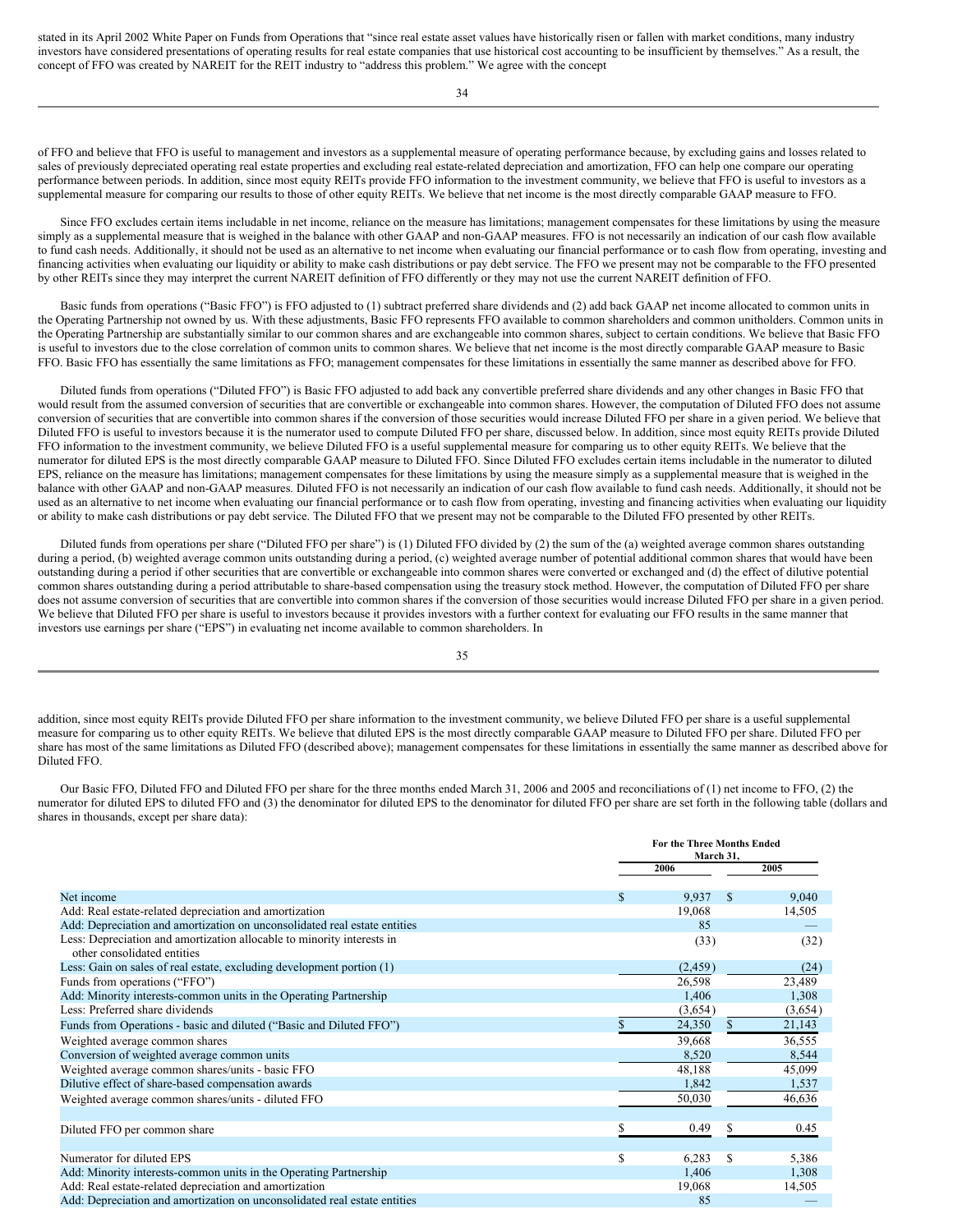stated in its April 2002 White Paper on Funds from Operations that "since real estate asset values have historically risen or fallen with market conditions, many industry investors have considered presentations of operating results for real estate companies that use historical cost accounting to be insufficient by themselves." As a result, the concept of FFO was created by NAREIT for the REIT industry to "address this problem." We agree with the concept of FFO and believe that FFO is useful to management and investors as a supplemental measure of operating performance because, by excluding gains and losses related to sales of previously depreciated operating real estate properties and excluding real estate-related depreciation and amortization, FFO can help one compare our operating performance between periods. In addition, since most equity REITs provide FFO information to the investment community, we believe that FFO is useful to investors as a supplemental measure for comparing our results to those of other equity REITs. We believe that net income is the most directly comparable GAAP measure to FFO.

Since FFO excludes certain items includable in net income, reliance on the measure has limitations; management compensates for these limitations by using the measure simply as a supplemental measure that is weighed in the balance with other GAAP and non-GAAP measures. FFO is not necessarily an indication of our cash flow available to fund cash needs. Additionally, it should not be used as an alternative to net income when evaluating our financial performance or to cash flow from operating, investing and financing activities when evaluating our liquidity or ability to make cash distributions or pay debt service. The FFO we present may not be comparable to the FFO presented by other REITs since they may interpret the current NAREIT definition of FFO differently or they may not use the current NAREIT definition of FFO.

Basic funds from operations ("Basic FFO") is FFO adjusted to (1) subtract preferred share dividends and (2) add back GAAP net income allocated to common units in the Operating Partnership not owned by us. With these adjustments, Basic FFO represents FFO available to common shareholders and common unitholders. Common units in the Operating Partnership are substantially similar to our common shares and are exchangeable into common shares, subject to certain conditions. We believe that Basic FFO is useful to investors due to the close correlation of common units to common shares. We believe that net income is the most directly comparable GAAP measure to Basic FFO. Basic FFO has essentially the same limitations as FFO; management compensates for these limitations in essentially the same manner as described above for FFO.

Diluted funds from operations ("Diluted FFO") is Basic FFO adjusted to add back any convertible preferred share dividends and any other changes in Basic FFO that would result from the assumed conversion of securities that are convertible or exchangeable into common shares. However, the computation of Diluted FFO does not assume conversion of securities that are convertible into common shares if the conversion of those securities would increase Diluted FFO per share in a given period. We believe that Diluted FFO is useful to investors because it is the numerator used to compute Diluted FFO per share, discussed below. In addition, since most equity REITs provide Diluted FFO information to the investment community, we believe Diluted FFO is a useful supplemental measure for comparing us to other equity REITs. We believe that the numerator for diluted EPS is the most directly comparable GAAP measure to Diluted FFO. Since Diluted FFO excludes certain items includable in the numerator to diluted EPS, reliance on the measure has limitations; management compensates for these limitations by using the measure simply as a supplemental measure that is weighed in the balance with other GAAP and non-GAAP measures. Diluted FFO is not necessarily an indication of our cash flow available to fund cash needs. Additionally, it should not be used as an alternative to net income when evaluating our financial performance or to cash flow from operating, investing and financing activities when evaluating our liquidity or ability to make cash distributions or pay debt service. The Diluted FFO that we present may not be comparable to the Diluted FFO presented by other REITs.

Diluted funds from operations per share ("Diluted FFO per share") is (1) Diluted FFO divided by (2) the sum of the (a) weighted average common shares outstanding during a period, (b) weighted average common units outstanding during a period, (c) weighted average number of potential additional common shares that would have been outstanding during a period if other securities that are convertible or exchangeable into common shares were converted or exchanged and (d) the effect of dilutive potential common shares outstanding during a period attributable to share-based compensation using the treasury stock method. However, the computation of Diluted FFO per share does not assume conversion of securities that are convertible into common shares if the conversion of those securities would increase Diluted FFO per share in a given period. We believe that Diluted FFO per share is useful to investors because it provides investors with a further context for evaluating our FFO results in the same manner that investors use earnings per share ("EPS") in evaluating net income available to common shareholders. In addition, since most equity REITs provide Diluted FFO per share information to the investment community, we believe Diluted FFO per share is a useful supplemental measure for comparing us to other equity REITs. We believe that diluted EPS is the most directly comparable GAAP measure to Diluted FFO per share. Diluted FFO per share has most of the same limitations as Diluted FFO (described above); management compensates for these limitations in essentially the same manner as described above for Diluted FFO.

Our Basic FFO, Diluted FFO and Diluted FFO per share for the three months ended March 31, 2006 and 2005 and reconciliations of (1) net income to FFO, (2) the numerator for diluted EPS to diluted FFO and (3) the denominator for diluted EPS to the denominator for diluted FFO per share are set forth in the following table (dollars and shares in thousands, except per share data):

| | For the Three Months Ended March 31, | |
|---|---|---|
| | 2006 | 2005 |
| Net income | $ 9,937 | $ 9,040 |
| Add: Real estate-related depreciation and amortization | 19,068 | 14,505 |
| Add: Depreciation and amortization on unconsolidated real estate entities | 85 | — |
| Less: Depreciation and amortization allocable to minority interests in other consolidated entities | (33) | (32) |
| Less: Gain on sales of real estate, excluding development portion (1) | (2,459) | (24) |
| Funds from operations ("FFO") | 26,598 | 23,489 |
| Add: Minority interests-common units in the Operating Partnership | 1,406 | 1,308 |
| Less: Preferred share dividends | (3,654) | (3,654) |
| Funds from Operations - basic and diluted ("Basic and Diluted FFO") | $ 24,350 | $ 21,143 |
| Weighted average common shares | 39,668 | 36,555 |
| Conversion of weighted average common units | 8,520 | 8,544 |
| Weighted average common shares/units - basic FFO | 48,188 | 45,099 |
| Dilutive effect of share-based compensation awards | 1,842 | 1,537 |
| Weighted average common shares/units - diluted FFO | 50,030 | 46,636 |
| | | |
| Diluted FFO per common share | $ 0.49 | $ 0.45 |
| | | |
| Numerator for diluted EPS | $ 6,283 | $ 5,386 |
| Add: Minority interests-common units in the Operating Partnership | 1,406 | 1,308 |
| Add: Real estate-related depreciation and amortization | 19,068 | 14,505 |
| Add: Depreciation and amortization on unconsolidated real estate entities | 85 | — |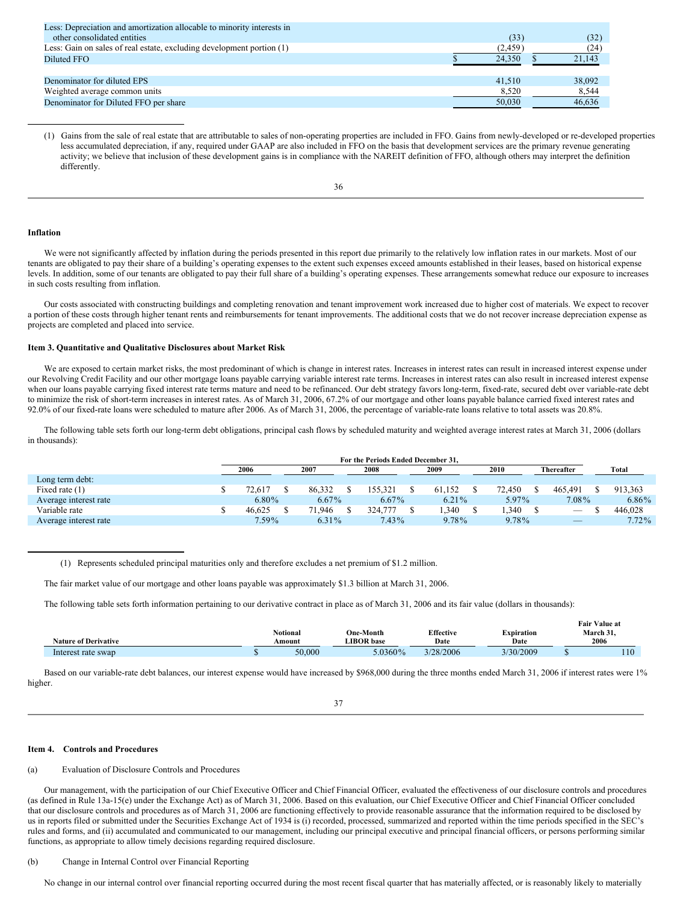| | | |
|---|---|---|
| Less: Depreciation and amortization allocable to minority interests in other consolidated entities | (33) | (32) |
| Less: Gain on sales of real estate, excluding development portion (1) | (2,459) | (24) |
| Diluted FFO | $ 24,350 | $ 21,143 |
| | | |
| Denominator for diluted EPS | 41,510 | 38,092 |
| Weighted average common units | 8,520 | 8,544 |
| Denominator for Diluted FFO per share | 50,030 | 46,636 |

(1) Gains from the sale of real estate that are attributable to sales of non-operating properties are included in FFO. Gains from newly-developed or re-developed properties less accumulated depreciation, if any, required under GAAP are also included in FFO on the basis that development services are the primary revenue generating activity; we believe that inclusion of these development gains is in compliance with the NAREIT definition of FFO, although others may interpret the definition differently.

## Inflation

We were not significantly affected by inflation during the periods presented in this report due primarily to the relatively low inflation rates in our markets. Most of our tenants are obligated to pay their share of a building's operating expenses to the extent such expenses exceed amounts established in their leases, based on historical expense levels. In addition, some of our tenants are obligated to pay their full share of a building's operating expenses. These arrangements somewhat reduce our exposure to increases in such costs resulting from inflation.

Our costs associated with constructing buildings and completing renovation and tenant improvement work increased due to higher cost of materials. We expect to recover a portion of these costs through higher tenant rents and reimbursements for tenant improvements. The additional costs that we do not recover increase depreciation expense as projects are completed and placed into service.

## Item 3. Quantitative and Qualitative Disclosures about Market Risk

We are exposed to certain market risks, the most predominant of which is change in interest rates. Increases in interest rates can result in increased interest expense under our Revolving Credit Facility and our other mortgage loans payable carrying variable interest rate terms. Increases in interest rates can also result in increased interest expense when our loans payable carrying fixed interest rate terms mature and need to be refinanced. Our debt strategy favors long-term, fixed-rate, secured debt over variable-rate debt to minimize the risk of short-term increases in interest rates. As of March 31, 2006, 67.2% of our mortgage and other loans payable balance carried fixed interest rates and 92.0% of our fixed-rate loans were scheduled to mature after 2006. As of March 31, 2006, the percentage of variable-rate loans relative to total assets was 20.8%.

The following table sets forth our long-term debt obligations, principal cash flows by scheduled maturity and weighted average interest rates at March 31, 2006 (dollars in thousands):

| | For the Periods Ended December 31, | | | | | | |
|---|---|---|---|---|---|---|---|
| | 2006 | 2007 | 2008 | 2009 | 2010 | Thereafter | Total |
| Long term debt: | | | | | | | |
| Fixed rate (1) | $ 72,617 | $ 86,332 | $ 155,321 | $ 61,152 | $ 72,450 | $ 465,491 | $ 913,363 |
| Average interest rate | 6.80% | 6.67% | 6.67% | 6.21% | 5.97% | 7.08% | 6.86% |
| Variable rate | $ 46,625 | $ 71,946 | $ 324,777 | $ 1,340 | $ 1,340 | $ — | $ 446,028 |
| Average interest rate | 7.59% | 6.31% | 7.43% | 9.78% | 9.78% | — | 7.72% |

(1) Represents scheduled principal maturities only and therefore excludes a net premium of $1.2 million.

The fair market value of our mortgage and other loans payable was approximately $1.3 billion at March 31, 2006.

The following table sets forth information pertaining to our derivative contract in place as of March 31, 2006 and its fair value (dollars in thousands):

| Nature of Derivative | Notional Amount | One-Month LIBOR base | Effective Date | Expiration Date | Fair Value at March 31, 2006 |
|---|---|---|---|---|---|
| Interest rate swap | $ 50,000 | 5.0360% | 3/28/2006 | 3/30/2009 | $ 110 |

Based on our variable-rate debt balances, our interest expense would have increased by $968,000 during the three months ended March 31, 2006 if interest rates were 1% higher.

## Item 4. Controls and Procedures

(a) Evaluation of Disclosure Controls and Procedures

Our management, with the participation of our Chief Executive Officer and Chief Financial Officer, evaluated the effectiveness of our disclosure controls and procedures (as defined in Rule 13a-15(e) under the Exchange Act) as of March 31, 2006. Based on this evaluation, our Chief Executive Officer and Chief Financial Officer concluded that our disclosure controls and procedures as of March 31, 2006 are functioning effectively to provide reasonable assurance that the information required to be disclosed by us in reports filed or submitted under the Securities Exchange Act of 1934 is (i) recorded, processed, summarized and reported within the time periods specified in the SEC's rules and forms, and (ii) accumulated and communicated to our management, including our principal executive and principal financial officers, or persons performing similar functions, as appropriate to allow timely decisions regarding required disclosure.

(b) Change in Internal Control over Financial Reporting

No change in our internal control over financial reporting occurred during the most recent fiscal quarter that has materially affected, or is reasonably likely to materially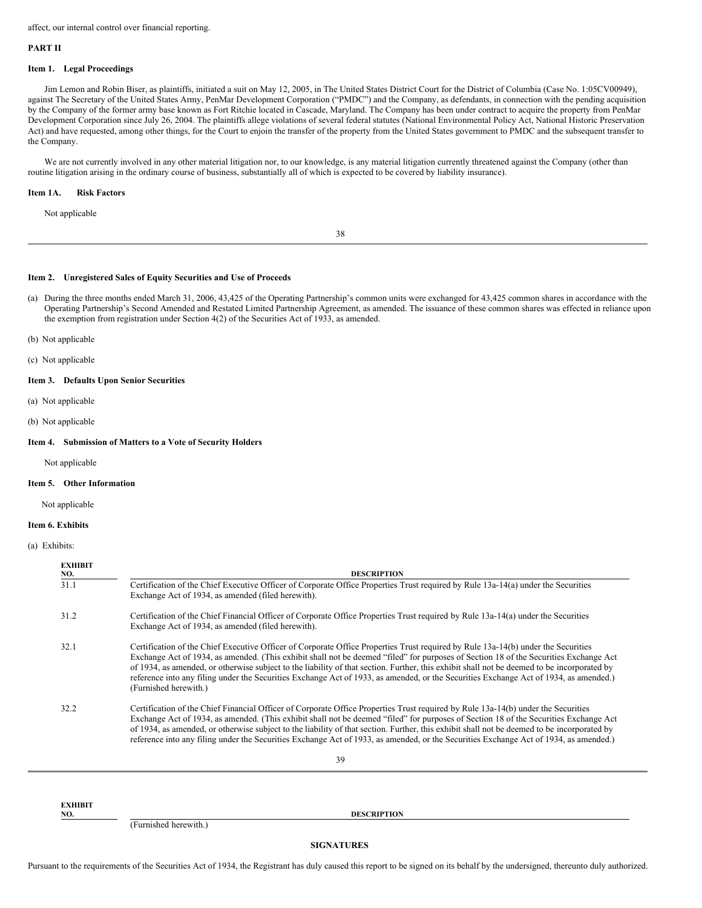affect, our internal control over financial reporting.

## PART II

### Item 1. Legal Proceedings

Jim Lemon and Robin Biser, as plaintiffs, initiated a suit on May 12, 2005, in The United States District Court for the District of Columbia (Case No. 1:05CV00949), against The Secretary of the United States Army, PenMar Development Corporation ("PMDC") and the Company, as defendants, in connection with the pending acquisition by the Company of the former army base known as Fort Ritchie located in Cascade, Maryland. The Company has been under contract to acquire the property from PenMar Development Corporation since July 26, 2004. The plaintiffs allege violations of several federal statutes (National Environmental Policy Act, National Historic Preservation Act) and have requested, among other things, for the Court to enjoin the transfer of the property from the United States government to PMDC and the subsequent transfer to the Company.

We are not currently involved in any other material litigation nor, to our knowledge, is any material litigation currently threatened against the Company (other than routine litigation arising in the ordinary course of business, substantially all of which is expected to be covered by liability insurance).

### Item 1A. Risk Factors

Not applicable

### Item 2. Unregistered Sales of Equity Securities and Use of Proceeds

(a) During the three months ended March 31, 2006, 43,425 of the Operating Partnership's common units were exchanged for 43,425 common shares in accordance with the Operating Partnership's Second Amended and Restated Limited Partnership Agreement, as amended. The issuance of these common shares was effected in reliance upon the exemption from registration under Section 4(2) of the Securities Act of 1933, as amended.

(b) Not applicable

(c) Not applicable

### Item 3. Defaults Upon Senior Securities

(a) Not applicable

(b) Not applicable

### Item 4. Submission of Matters to a Vote of Security Holders

Not applicable

### Item 5. Other Information

Not applicable

### Item 6. Exhibits

(a) Exhibits:

| EXHIBIT NO. | DESCRIPTION |
|---|---|
| 31.1 | Certification of the Chief Executive Officer of Corporate Office Properties Trust required by Rule 13a-14(a) under the Securities Exchange Act of 1934, as amended (filed herewith). |
| 31.2 | Certification of the Chief Financial Officer of Corporate Office Properties Trust required by Rule 13a-14(a) under the Securities Exchange Act of 1934, as amended (filed herewith). |
| 32.1 | Certification of the Chief Executive Officer of Corporate Office Properties Trust required by Rule 13a-14(b) under the Securities Exchange Act of 1934, as amended. (This exhibit shall not be deemed "filed" for purposes of Section 18 of the Securities Exchange Act of 1934, as amended, or otherwise subject to the liability of that section. Further, this exhibit shall not be deemed to be incorporated by reference into any filing under the Securities Exchange Act of 1933, as amended, or the Securities Exchange Act of 1934, as amended.) (Furnished herewith.) |
| 32.2 | Certification of the Chief Financial Officer of Corporate Office Properties Trust required by Rule 13a-14(b) under the Securities Exchange Act of 1934, as amended. (This exhibit shall not be deemed "filed" for purposes of Section 18 of the Securities Exchange Act of 1934, as amended, or otherwise subject to the liability of that section. Further, this exhibit shall not be deemed to be incorporated by reference into any filing under the Securities Exchange Act of 1933, as amended, or the Securities Exchange Act of 1934, as amended.) (Furnished herewith.) |

## SIGNATURES

Pursuant to the requirements of the Securities Act of 1934, the Registrant has duly caused this report to be signed on its behalf by the undersigned, thereunto duly authorized.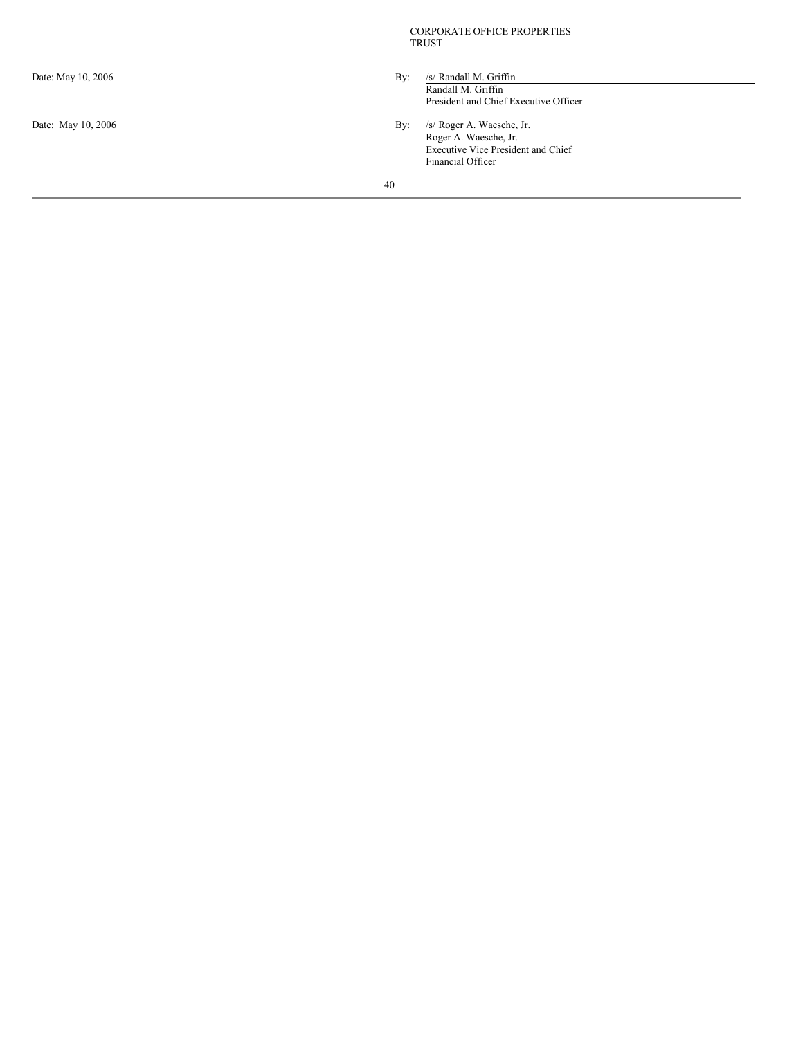CORPORATE OFFICE PROPERTIES TRUST

Date: May 10, 2006

By: /s/ Randall M. Griffin
Randall M. Griffin
President and Chief Executive Officer

Date: May 10, 2006

By: /s/ Roger A. Waesche, Jr.
Roger A. Waesche, Jr.
Executive Vice President and Chief Financial Officer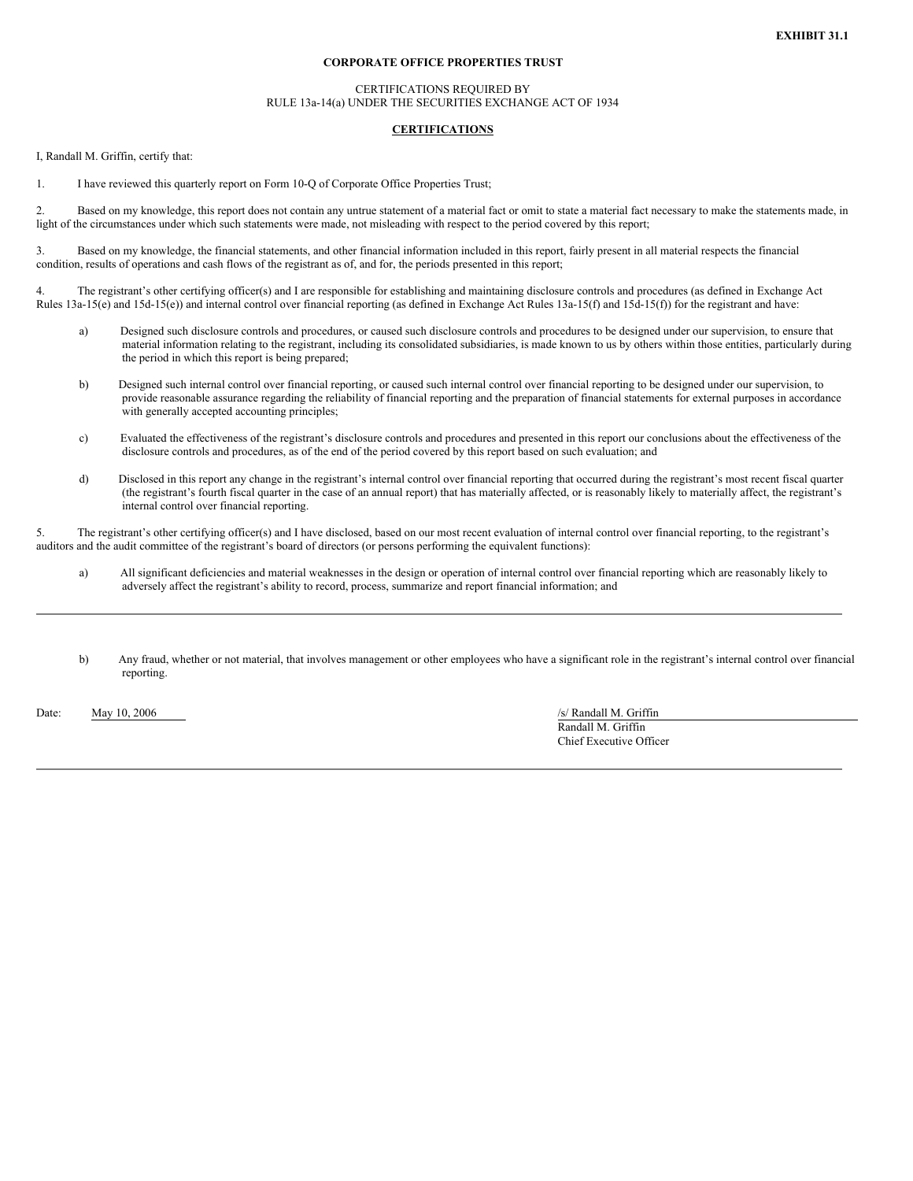**EXHIBIT 31.1**

**CORPORATE OFFICE PROPERTIES TRUST**

CERTIFICATIONS REQUIRED BY
RULE 13a-14(a) UNDER THE SECURITIES EXCHANGE ACT OF 1934

**CERTIFICATIONS**

I, Randall M. Griffin, certify that:

1. I have reviewed this quarterly report on Form 10-Q of Corporate Office Properties Trust;

2. Based on my knowledge, this report does not contain any untrue statement of a material fact or omit to state a material fact necessary to make the statements made, in light of the circumstances under which such statements were made, not misleading with respect to the period covered by this report;

3. Based on my knowledge, the financial statements, and other financial information included in this report, fairly present in all material respects the financial condition, results of operations and cash flows of the registrant as of, and for, the periods presented in this report;

4. The registrant's other certifying officer(s) and I are responsible for establishing and maintaining disclosure controls and procedures (as defined in Exchange Act Rules 13a-15(e) and 15d-15(e)) and internal control over financial reporting (as defined in Exchange Act Rules 13a-15(f) and 15d-15(f)) for the registrant and have:

   a) Designed such disclosure controls and procedures, or caused such disclosure controls and procedures to be designed under our supervision, to ensure that material information relating to the registrant, including its consolidated subsidiaries, is made known to us by others within those entities, particularly during the period in which this report is being prepared;

   b) Designed such internal control over financial reporting, or caused such internal control over financial reporting to be designed under our supervision, to provide reasonable assurance regarding the reliability of financial reporting and the preparation of financial statements for external purposes in accordance with generally accepted accounting principles;

   c) Evaluated the effectiveness of the registrant's disclosure controls and procedures and presented in this report our conclusions about the effectiveness of the disclosure controls and procedures, as of the end of the period covered by this report based on such evaluation; and

   d) Disclosed in this report any change in the registrant's internal control over financial reporting that occurred during the registrant's most recent fiscal quarter (the registrant's fourth fiscal quarter in the case of an annual report) that has materially affected, or is reasonably likely to materially affect, the registrant's internal control over financial reporting.

5. The registrant's other certifying officer(s) and I have disclosed, based on our most recent evaluation of internal control over financial reporting, to the registrant's auditors and the audit committee of the registrant's board of directors (or persons performing the equivalent functions):

   a) All significant deficiencies and material weaknesses in the design or operation of internal control over financial reporting which are reasonably likely to adversely affect the registrant's ability to record, process, summarize and report financial information; and

   b) Any fraud, whether or not material, that involves management or other employees who have a significant role in the registrant's internal control over financial reporting.

Date: May 10, 2006

/s/ Randall M. Griffin
Randall M. Griffin
Chief Executive Officer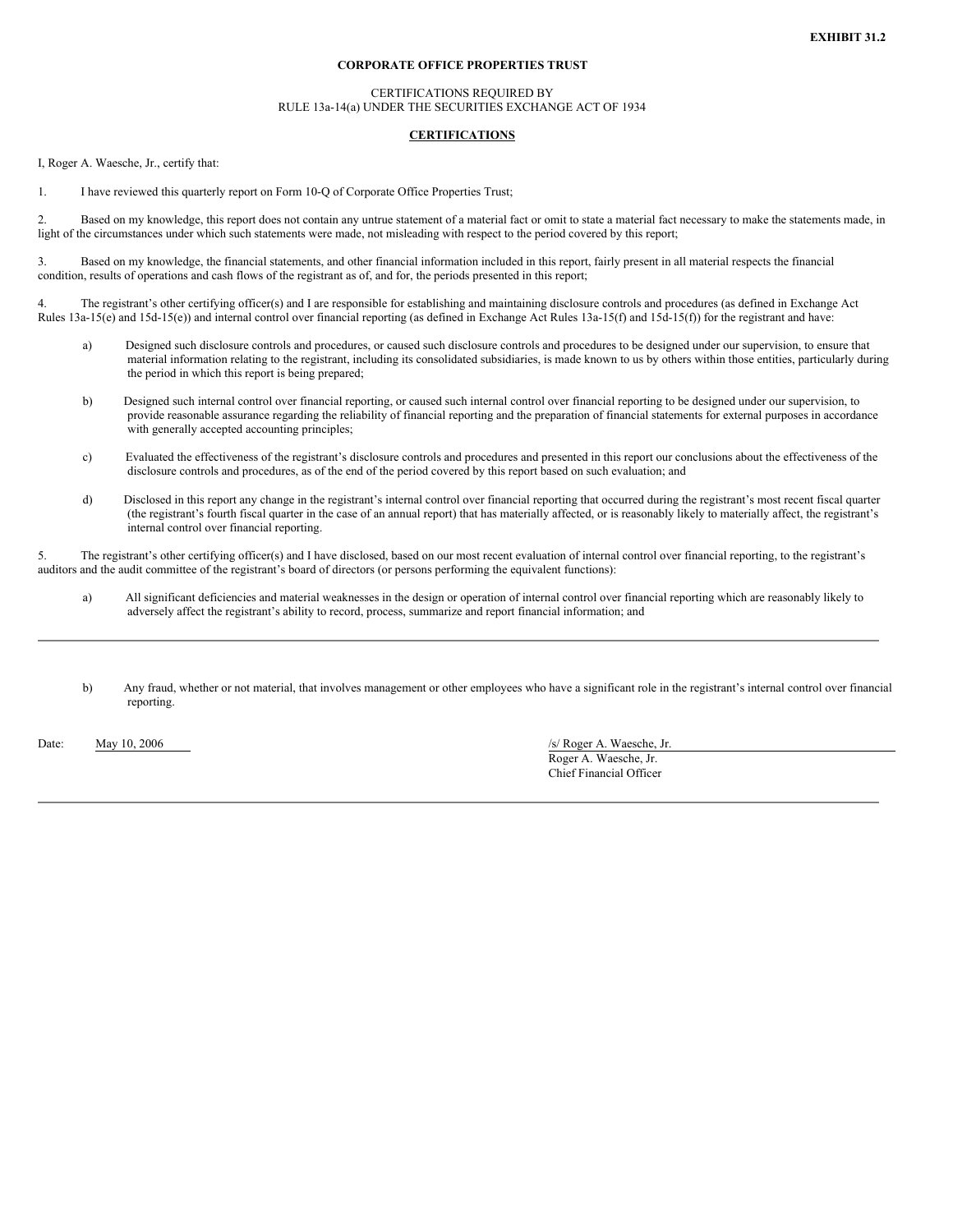**EXHIBIT 31.2**

**CORPORATE OFFICE PROPERTIES TRUST**

CERTIFICATIONS REQUIRED BY
RULE 13a-14(a) UNDER THE SECURITIES EXCHANGE ACT OF 1934

**CERTIFICATIONS**

I, Roger A. Waesche, Jr., certify that:

1. I have reviewed this quarterly report on Form 10-Q of Corporate Office Properties Trust;

2. Based on my knowledge, this report does not contain any untrue statement of a material fact or omit to state a material fact necessary to make the statements made, in light of the circumstances under which such statements were made, not misleading with respect to the period covered by this report;

3. Based on my knowledge, the financial statements, and other financial information included in this report, fairly present in all material respects the financial condition, results of operations and cash flows of the registrant as of, and for, the periods presented in this report;

4. The registrant's other certifying officer(s) and I are responsible for establishing and maintaining disclosure controls and procedures (as defined in Exchange Act Rules 13a-15(e) and 15d-15(e)) and internal control over financial reporting (as defined in Exchange Act Rules 13a-15(f) and 15d-15(f)) for the registrant and have:

   a) Designed such disclosure controls and procedures, or caused such disclosure controls and procedures to be designed under our supervision, to ensure that material information relating to the registrant, including its consolidated subsidiaries, is made known to us by others within those entities, particularly during the period in which this report is being prepared;

   b) Designed such internal control over financial reporting, or caused such internal control over financial reporting to be designed under our supervision, to provide reasonable assurance regarding the reliability of financial reporting and the preparation of financial statements for external purposes in accordance with generally accepted accounting principles;

   c) Evaluated the effectiveness of the registrant's disclosure controls and procedures and presented in this report our conclusions about the effectiveness of the disclosure controls and procedures, as of the end of the period covered by this report based on such evaluation; and

   d) Disclosed in this report any change in the registrant's internal control over financial reporting that occurred during the registrant's most recent fiscal quarter (the registrant's fourth fiscal quarter in the case of an annual report) that has materially affected, or is reasonably likely to materially affect, the registrant's internal control over financial reporting.

5. The registrant's other certifying officer(s) and I have disclosed, based on our most recent evaluation of internal control over financial reporting, to the registrant's auditors and the audit committee of the registrant's board of directors (or persons performing the equivalent functions):

   a) All significant deficiencies and material weaknesses in the design or operation of internal control over financial reporting which are reasonably likely to adversely affect the registrant's ability to record, process, summarize and report financial information; and

   b) Any fraud, whether or not material, that involves management or other employees who have a significant role in the registrant's internal control over financial reporting.

Date: May 10, 2006

/s/ Roger A. Waesche, Jr.
Roger A. Waesche, Jr.
Chief Financial Officer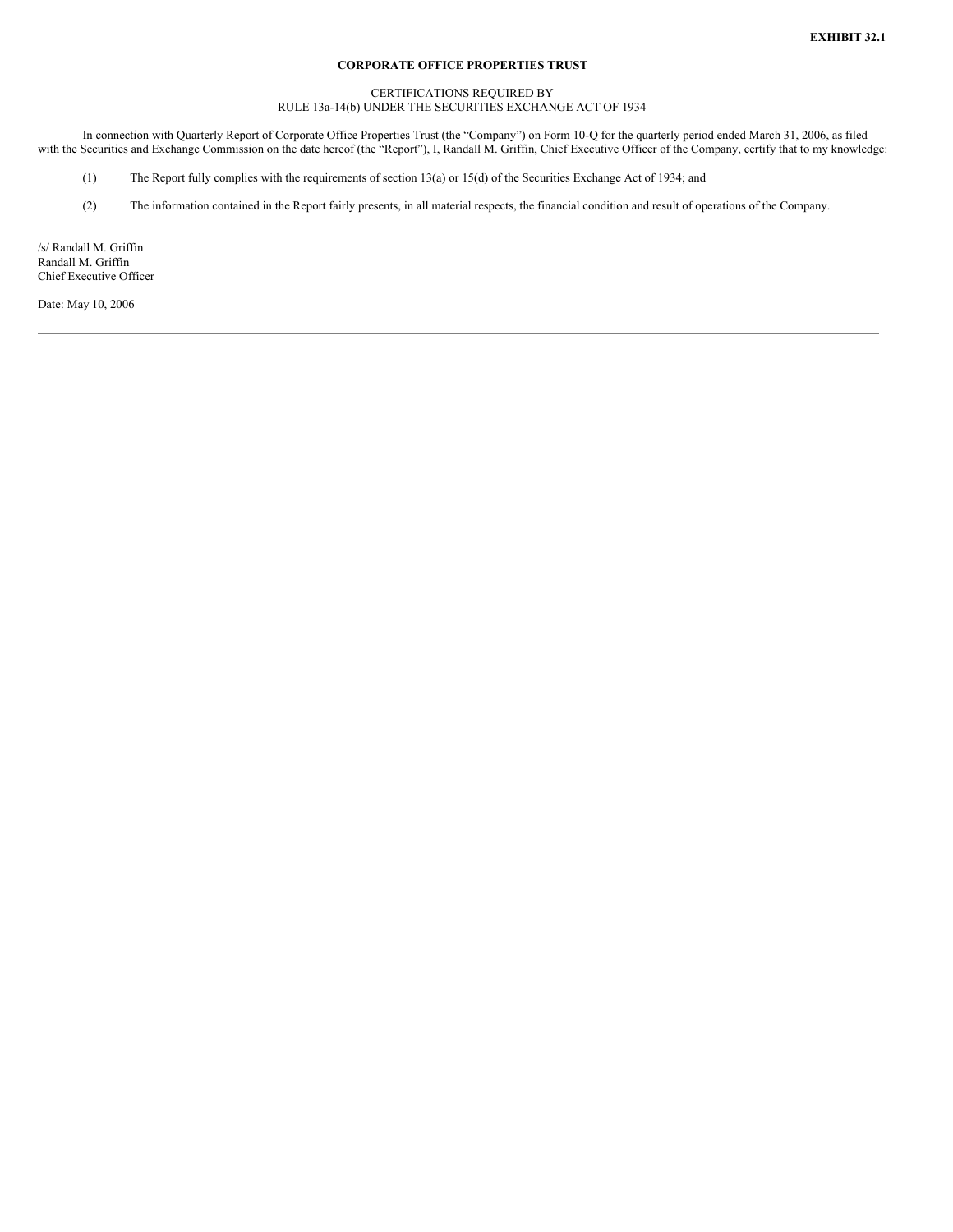**EXHIBIT 32.1**

**CORPORATE OFFICE PROPERTIES TRUST**

CERTIFICATIONS REQUIRED BY
RULE 13a-14(b) UNDER THE SECURITIES EXCHANGE ACT OF 1934

In connection with Quarterly Report of Corporate Office Properties Trust (the "Company") on Form 10-Q for the quarterly period ended March 31, 2006, as filed with the Securities and Exchange Commission on the date hereof (the "Report"), I, Randall M. Griffin, Chief Executive Officer of the Company, certify that to my knowledge:

(1) The Report fully complies with the requirements of section 13(a) or 15(d) of the Securities Exchange Act of 1934; and

(2) The information contained in the Report fairly presents, in all material respects, the financial condition and result of operations of the Company.

/s/ Randall M. Griffin
Randall M. Griffin
Chief Executive Officer

Date: May 10, 2006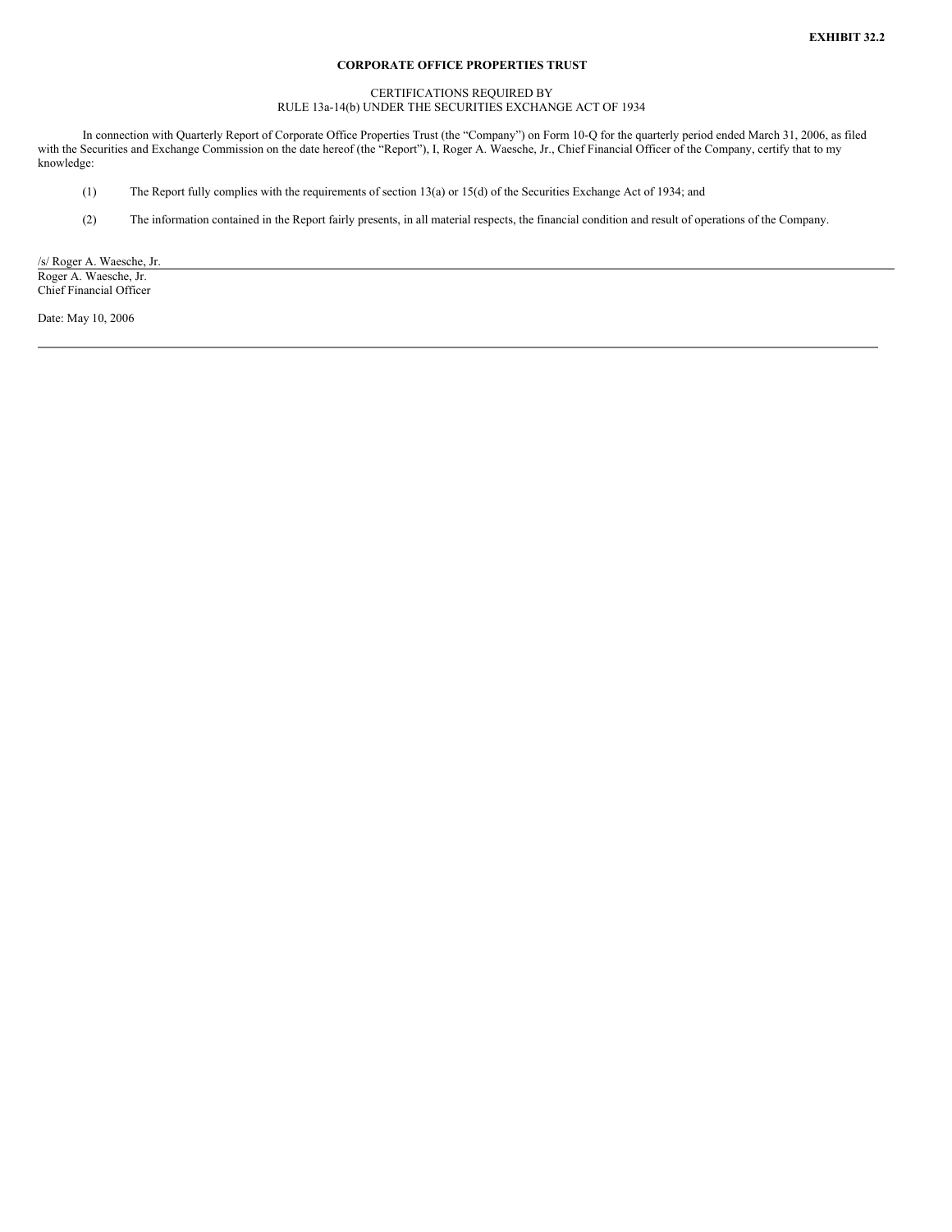**EXHIBIT 32.2**

**CORPORATE OFFICE PROPERTIES TRUST**

CERTIFICATIONS REQUIRED BY
RULE 13a-14(b) UNDER THE SECURITIES EXCHANGE ACT OF 1934

In connection with Quarterly Report of Corporate Office Properties Trust (the "Company") on Form 10-Q for the quarterly period ended March 31, 2006, as filed with the Securities and Exchange Commission on the date hereof (the "Report"), I, Roger A. Waesche, Jr., Chief Financial Officer of the Company, certify that to my knowledge:

(1) The Report fully complies with the requirements of section 13(a) or 15(d) of the Securities Exchange Act of 1934; and

(2) The information contained in the Report fairly presents, in all material respects, the financial condition and result of operations of the Company.

/s/ Roger A. Waesche, Jr.
Roger A. Waesche, Jr.
Chief Financial Officer

Date: May 10, 2006